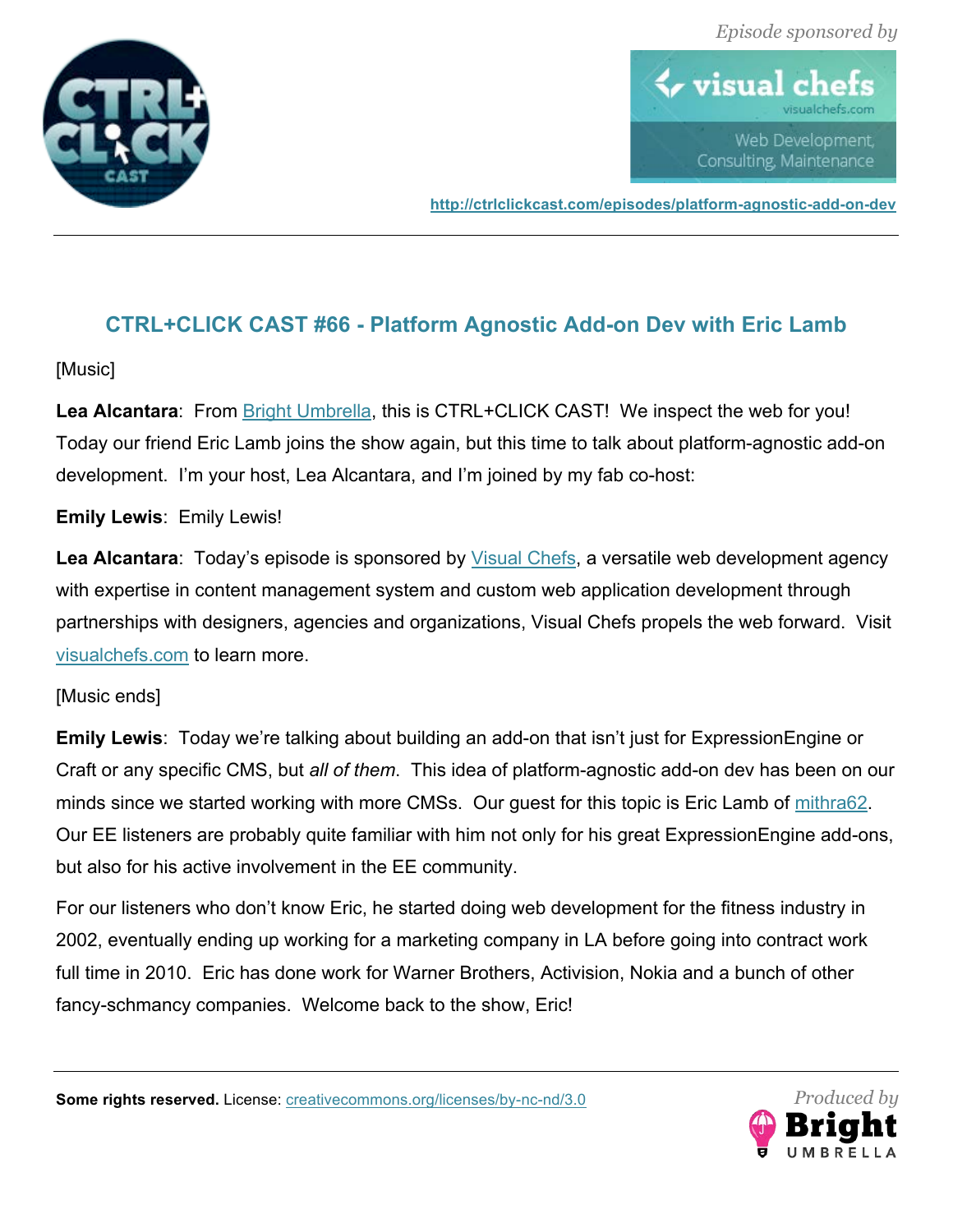# CTRL+CLICK CAST #66 - Platform Agnostic Add-on Dev with Eric Lamb

[Music]

**Lea Alcantara**: From Bright Umbrella, this is CTRL+CLICK CAST! We inspect the web for you! Today our friend Eric Lamb joins the show again, but this time to talk about platform-agnostic add-on development. I'm your host, Lea Alcantara, and I'm joined by my fab co-host:

**Emily Lewis**: Emily Lewis!

**Lea Alcantara**: Today's episode is sponsored by Visual Chefs, a versatile web development agency with expertise in content management system and custom web application development through partnerships with designers, agencies and organizations, Visual Chefs propels the web forward. Visit visualchefs.com to learn more.

[Music ends]

**Emily Lewis**: Today we're talking about building an add-on that isn't just for ExpressionEngine or Craft or any specific CMS, but *all of them*. This idea of platform-agnostic add-on dev has been on our minds since we started working with more CMSs. Our guest for this topic is Eric Lamb of mithra62. Our EE listeners are probably quite familiar with him not only for his great ExpressionEngine add-ons, but also for his active involvement in the EE community.

For our listeners who don't know Eric, he started doing web development for the fitness industry in 2002, eventually ending up working for a marketing company in LA before going into contract work full time in 2010. Eric has done work for Warner Brothers, Activision, Nokia and a bunch of other fancy-schmancy companies. Welcome back to the show, Eric!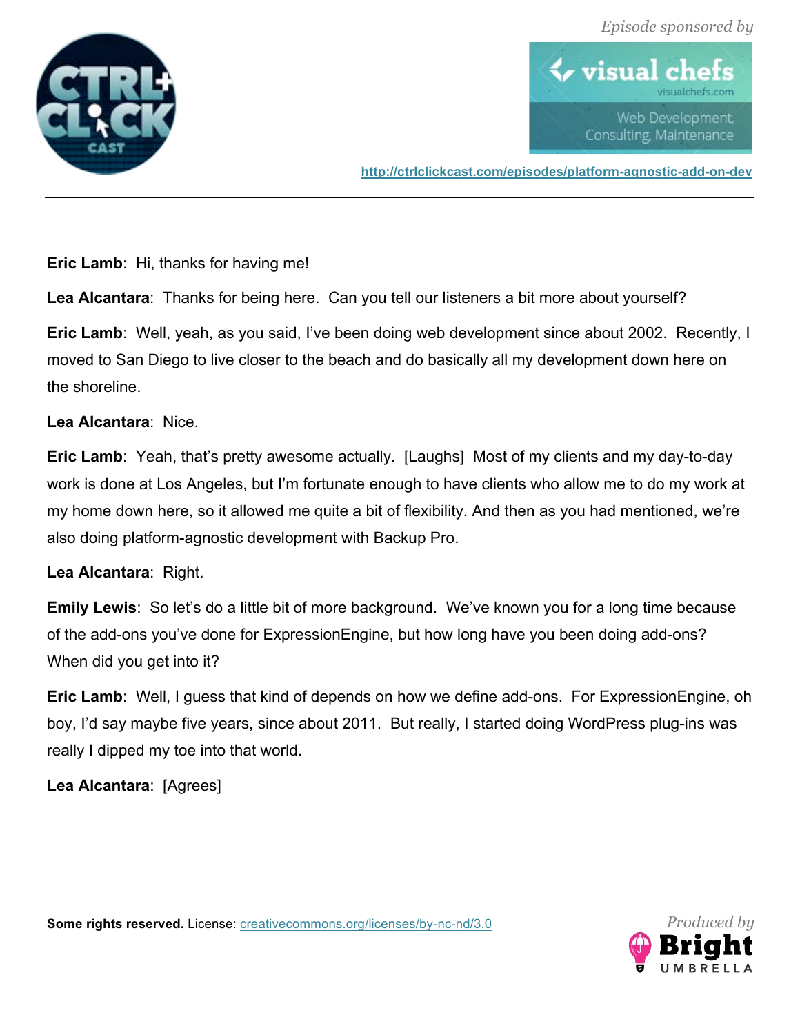**Eric Lamb**: Hi, thanks for having me!

**Lea Alcantara**: Thanks for being here. Can you tell our listeners a bit more about yourself?

**Eric Lamb**: Well, yeah, as you said, I've been doing web development since about 2002. Recently, I moved to San Diego to live closer to the beach and do basically all my development down here on the shoreline.

**Lea Alcantara**: Nice.

**Eric Lamb**: Yeah, that's pretty awesome actually. [Laughs] Most of my clients and my day-to-day work is done at Los Angeles, but I'm fortunate enough to have clients who allow me to do my work at my home down here, so it allowed me quite a bit of flexibility. And then as you had mentioned, we're also doing platform-agnostic development with Backup Pro.

**Lea Alcantara**: Right.

**Emily Lewis**: So let's do a little bit of more background. We've known you for a long time because of the add-ons you've done for ExpressionEngine, but how long have you been doing add-ons? When did you get into it?

**Eric Lamb**: Well, I guess that kind of depends on how we define add-ons. For ExpressionEngine, oh boy, I'd say maybe five years, since about 2011. But really, I started doing WordPress plug-ins was really I dipped my toe into that world.

**Lea Alcantara**: [Agrees]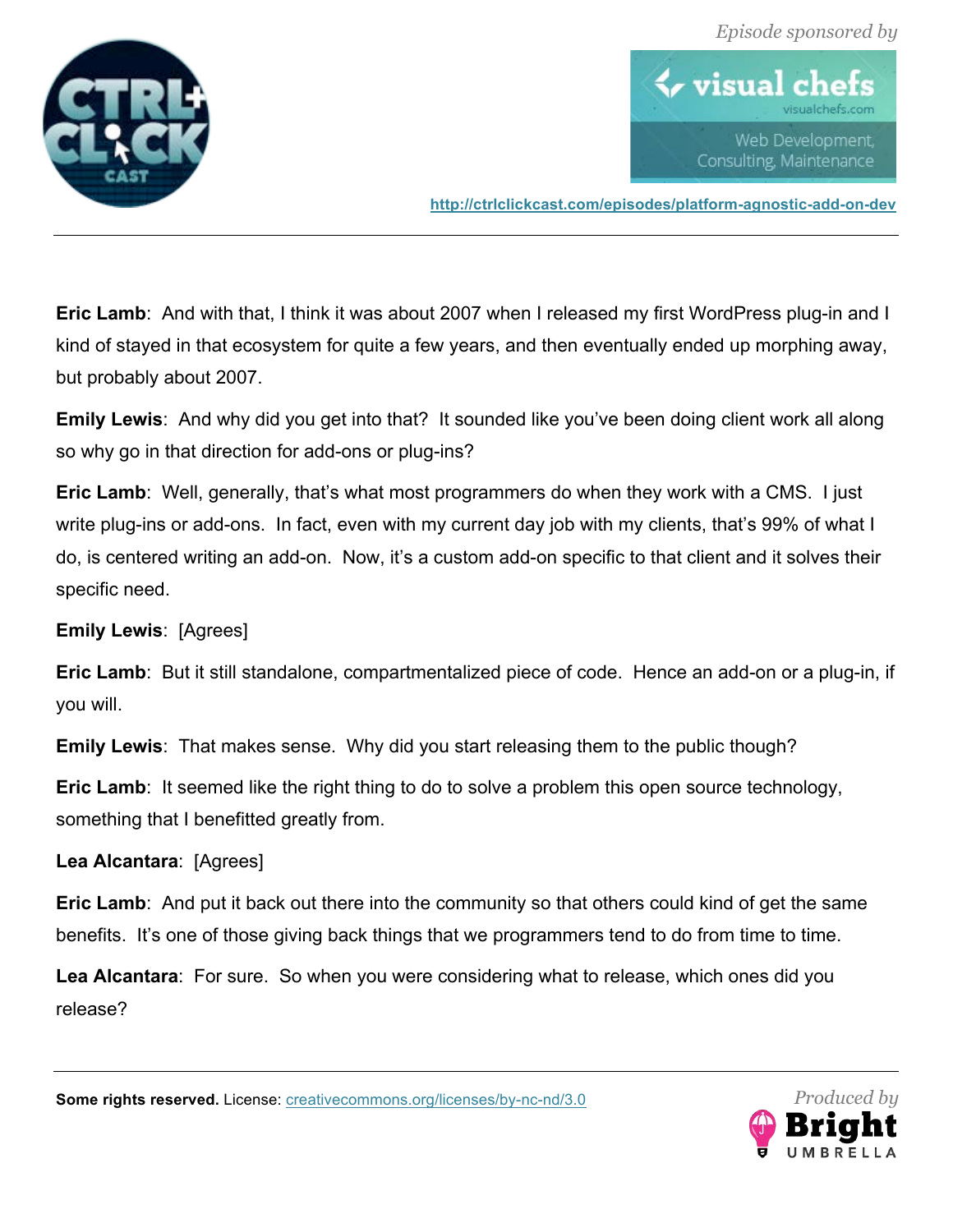**Eric Lamb**: And with that, I think it was about 2007 when I released my first WordPress plug-in and I kind of stayed in that ecosystem for quite a few years, and then eventually ended up morphing away, but probably about 2007.

**Emily Lewis**: And why did you get into that? It sounded like you've been doing client work all along so why go in that direction for add-ons or plug-ins?

**Eric Lamb**: Well, generally, that's what most programmers do when they work with a CMS. I just write plug-ins or add-ons. In fact, even with my current day job with my clients, that's 99% of what I do, is centered writing an add-on. Now, it's a custom add-on specific to that client and it solves their specific need.

**Emily Lewis**: [Agrees]

**Eric Lamb**: But it still standalone, compartmentalized piece of code. Hence an add-on or a plug-in, if you will.

**Emily Lewis**: That makes sense. Why did you start releasing them to the public though?

**Eric Lamb**: It seemed like the right thing to do to solve a problem this open source technology, something that I benefitted greatly from.

**Lea Alcantara**: [Agrees]

**Eric Lamb**: And put it back out there into the community so that others could kind of get the same benefits. It's one of those giving back things that we programmers tend to do from time to time.

**Lea Alcantara**: For sure. So when you were considering what to release, which ones did you release?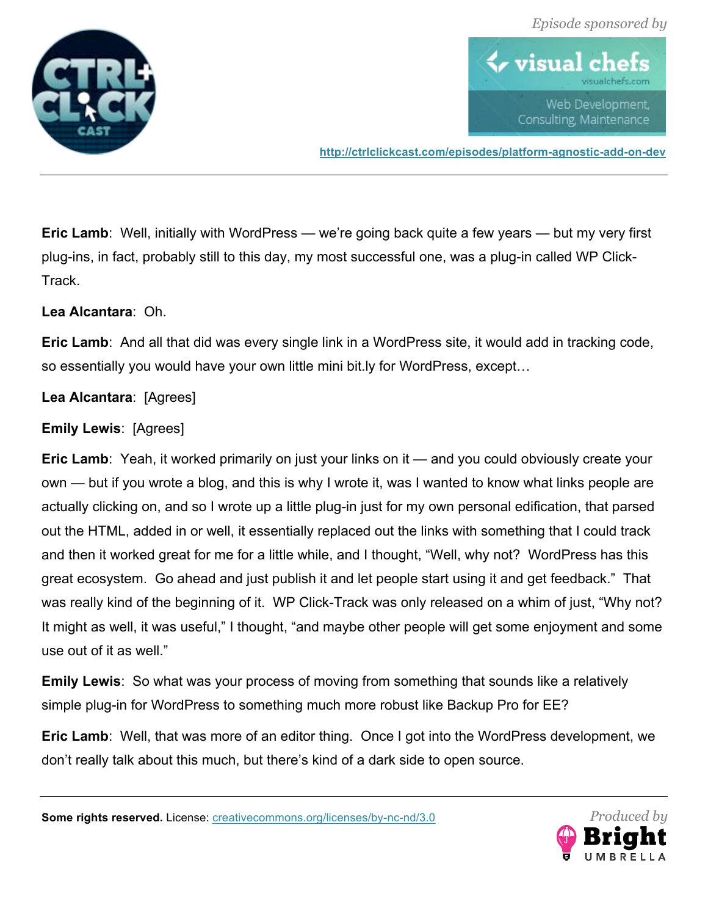**Eric Lamb**: Well, initially with WordPress — we're going back quite a few years — but my very first plug-ins, in fact, probably still to this day, my most successful one, was a plug-in called WP Click-Track.

**Lea Alcantara**: Oh.

**Eric Lamb**: And all that did was every single link in a WordPress site, it would add in tracking code, so essentially you would have your own little mini bit.ly for WordPress, except…

**Lea Alcantara**: [Agrees]

**Emily Lewis**: [Agrees]

**Eric Lamb**: Yeah, it worked primarily on just your links on it — and you could obviously create your own — but if you wrote a blog, and this is why I wrote it, was I wanted to know what links people are actually clicking on, and so I wrote up a little plug-in just for my own personal edification, that parsed out the HTML, added in or well, it essentially replaced out the links with something that I could track and then it worked great for me for a little while, and I thought, "Well, why not? WordPress has this great ecosystem. Go ahead and just publish it and let people start using it and get feedback." That was really kind of the beginning of it. WP Click-Track was only released on a whim of just, "Why not? It might as well, it was useful," I thought, "and maybe other people will get some enjoyment and some use out of it as well."

**Emily Lewis**: So what was your process of moving from something that sounds like a relatively simple plug-in for WordPress to something much more robust like Backup Pro for EE?

**Eric Lamb**: Well, that was more of an editor thing. Once I got into the WordPress development, we don't really talk about this much, but there's kind of a dark side to open source.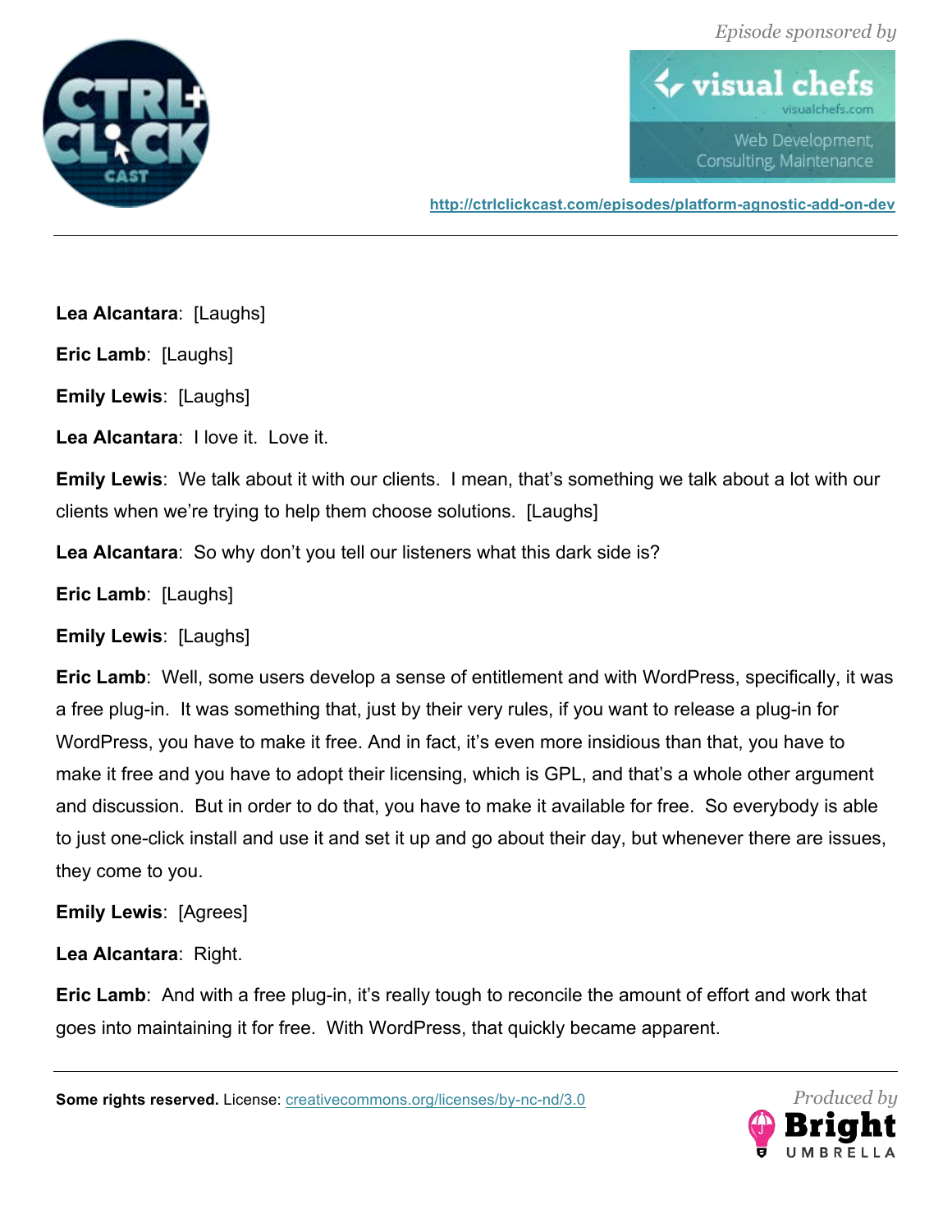**Lea Alcantara**: [Laughs]

**Eric Lamb**: [Laughs]

**Emily Lewis**: [Laughs]

**Lea Alcantara**: I love it. Love it.

**Emily Lewis**: We talk about it with our clients. I mean, that's something we talk about a lot with our clients when we're trying to help them choose solutions. [Laughs]

**Lea Alcantara**: So why don't you tell our listeners what this dark side is?

**Eric Lamb**: [Laughs]

**Emily Lewis**: [Laughs]

**Eric Lamb**: Well, some users develop a sense of entitlement and with WordPress, specifically, it was a free plug-in. It was something that, just by their very rules, if you want to release a plug-in for WordPress, you have to make it free. And in fact, it's even more insidious than that, you have to make it free and you have to adopt their licensing, which is GPL, and that's a whole other argument and discussion. But in order to do that, you have to make it available for free. So everybody is able to just one-click install and use it and set it up and go about their day, but whenever there are issues, they come to you.

**Emily Lewis**: [Agrees]

**Lea Alcantara**: Right.

**Eric Lamb**: And with a free plug-in, it's really tough to reconcile the amount of effort and work that goes into maintaining it for free. With WordPress, that quickly became apparent.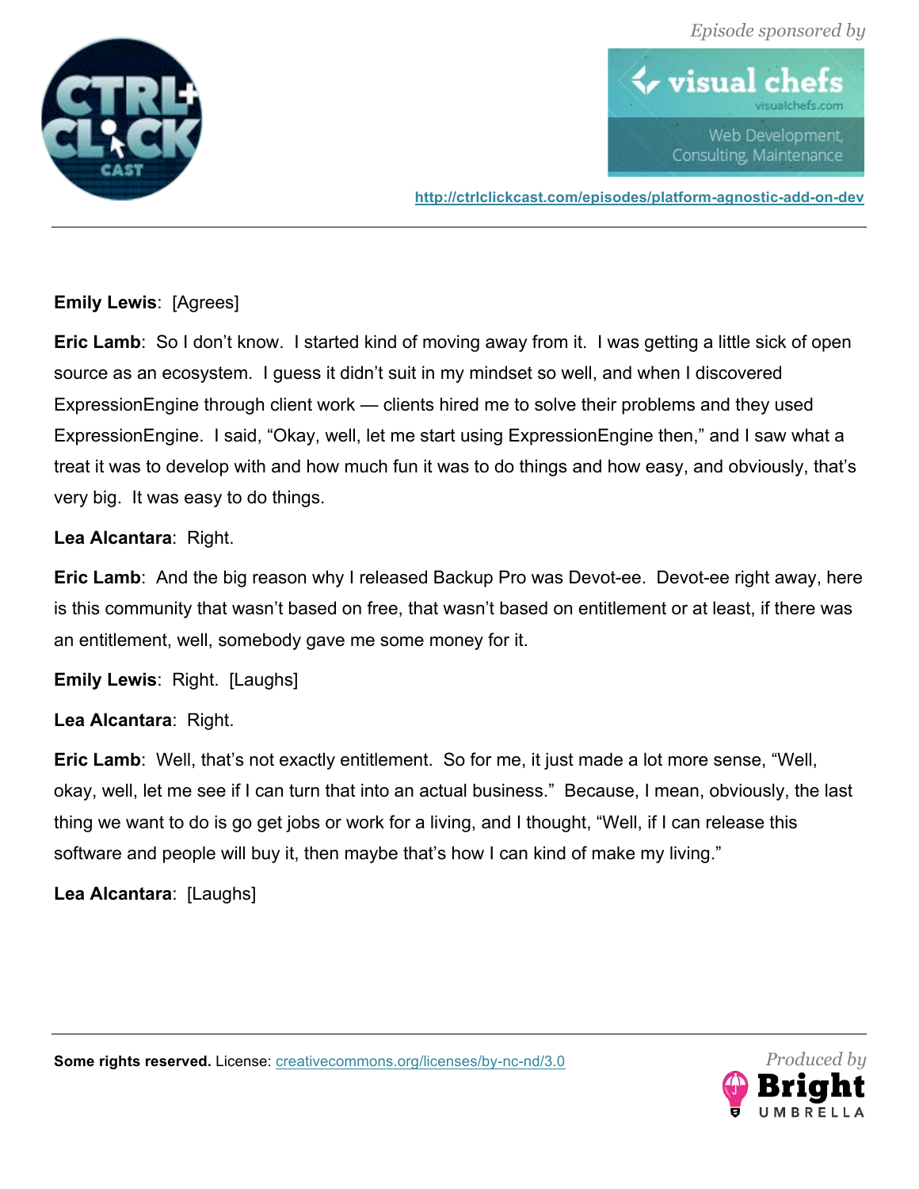**Emily Lewis**: [Agrees]

**Eric Lamb**: So I don't know. I started kind of moving away from it. I was getting a little sick of open source as an ecosystem. I guess it didn't suit in my mindset so well, and when I discovered ExpressionEngine through client work — clients hired me to solve their problems and they used ExpressionEngine. I said, "Okay, well, let me start using ExpressionEngine then," and I saw what a treat it was to develop with and how much fun it was to do things and how easy, and obviously, that's very big. It was easy to do things.

**Lea Alcantara**: Right.

**Eric Lamb**: And the big reason why I released Backup Pro was Devot-ee. Devot-ee right away, here is this community that wasn't based on free, that wasn't based on entitlement or at least, if there was an entitlement, well, somebody gave me some money for it.

**Emily Lewis**: Right. [Laughs]

**Lea Alcantara**: Right.

**Eric Lamb**: Well, that's not exactly entitlement. So for me, it just made a lot more sense, "Well, okay, well, let me see if I can turn that into an actual business." Because, I mean, obviously, the last thing we want to do is go get jobs or work for a living, and I thought, "Well, if I can release this software and people will buy it, then maybe that's how I can kind of make my living."

**Lea Alcantara**: [Laughs]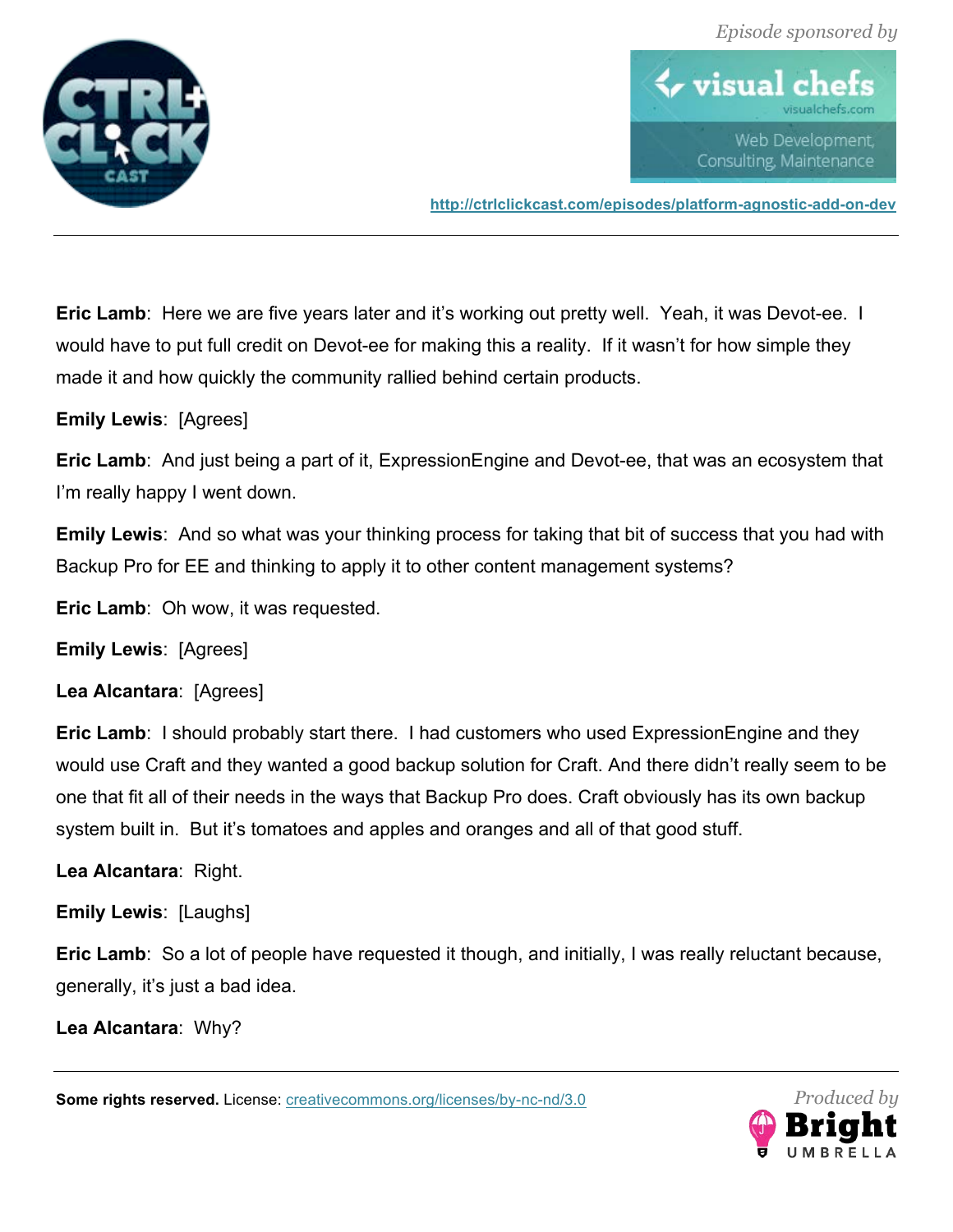**Eric Lamb**: Here we are five years later and it's working out pretty well. Yeah, it was Devot-ee. I would have to put full credit on Devot-ee for making this a reality. If it wasn't for how simple they made it and how quickly the community rallied behind certain products.

**Emily Lewis**: [Agrees]

**Eric Lamb**: And just being a part of it, ExpressionEngine and Devot-ee, that was an ecosystem that I'm really happy I went down.

**Emily Lewis**: And so what was your thinking process for taking that bit of success that you had with Backup Pro for EE and thinking to apply it to other content management systems?

**Eric Lamb**: Oh wow, it was requested.

**Emily Lewis**: [Agrees]

**Lea Alcantara**: [Agrees]

**Eric Lamb**: I should probably start there. I had customers who used ExpressionEngine and they would use Craft and they wanted a good backup solution for Craft. And there didn't really seem to be one that fit all of their needs in the ways that Backup Pro does. Craft obviously has its own backup system built in. But it's tomatoes and apples and oranges and all of that good stuff.

**Lea Alcantara**: Right.

**Emily Lewis**: [Laughs]

**Eric Lamb**: So a lot of people have requested it though, and initially, I was really reluctant because, generally, it's just a bad idea.

**Lea Alcantara**: Why?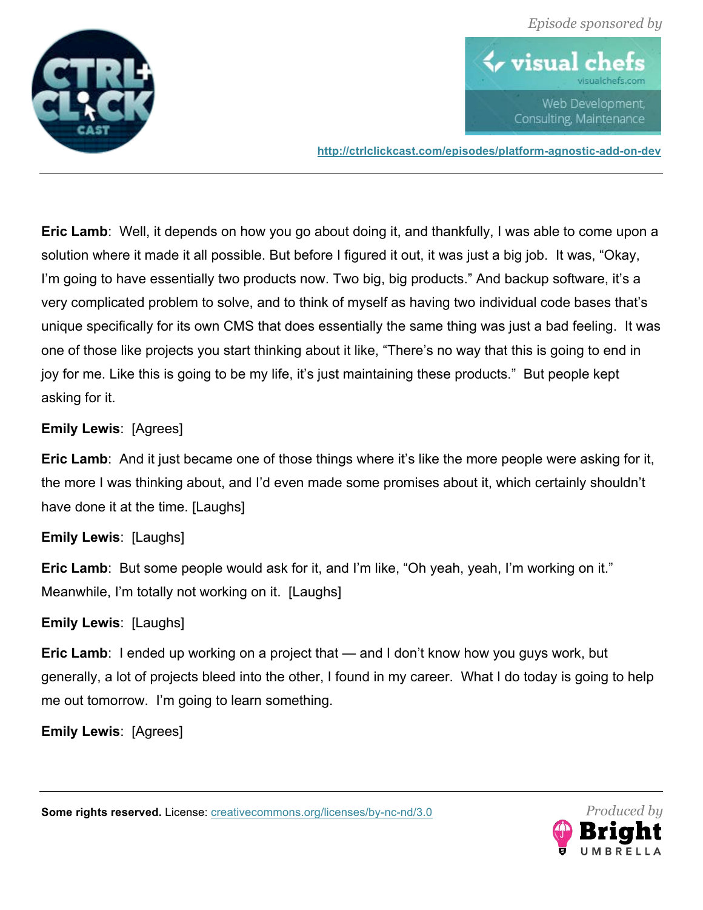**Eric Lamb**: Well, it depends on how you go about doing it, and thankfully, I was able to come upon a solution where it made it all possible. But before I figured it out, it was just a big job. It was, "Okay, I'm going to have essentially two products now. Two big, big products." And backup software, it's a very complicated problem to solve, and to think of myself as having two individual code bases that's unique specifically for its own CMS that does essentially the same thing was just a bad feeling. It was one of those like projects you start thinking about it like, "There's no way that this is going to end in joy for me. Like this is going to be my life, it's just maintaining these products." But people kept asking for it.

**Emily Lewis**: [Agrees]

**Eric Lamb**: And it just became one of those things where it's like the more people were asking for it, the more I was thinking about, and I'd even made some promises about it, which certainly shouldn't have done it at the time. [Laughs]

**Emily Lewis**: [Laughs]

**Eric Lamb**: But some people would ask for it, and I'm like, "Oh yeah, yeah, I'm working on it." Meanwhile, I'm totally not working on it. [Laughs]

**Emily Lewis**: [Laughs]

**Eric Lamb**: I ended up working on a project that — and I don't know how you guys work, but generally, a lot of projects bleed into the other, I found in my career. What I do today is going to help me out tomorrow. I'm going to learn something.

**Emily Lewis**: [Agrees]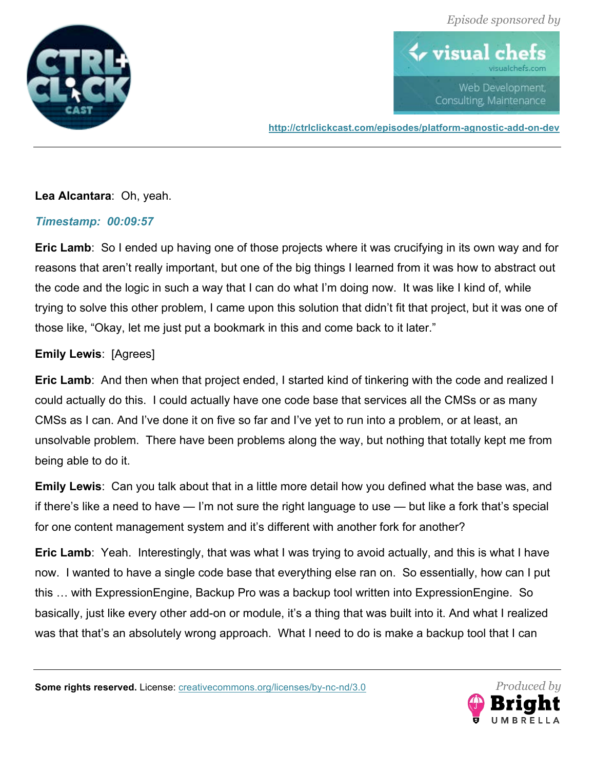**Lea Alcantara**: Oh, yeah.

*Timestamp: 00:09:57*

**Eric Lamb**: So I ended up having one of those projects where it was crucifying in its own way and for reasons that aren't really important, but one of the big things I learned from it was how to abstract out the code and the logic in such a way that I can do what I'm doing now. It was like I kind of, while trying to solve this other problem, I came upon this solution that didn't fit that project, but it was one of those like, "Okay, let me just put a bookmark in this and come back to it later."

**Emily Lewis**: [Agrees]

**Eric Lamb**: And then when that project ended, I started kind of tinkering with the code and realized I could actually do this. I could actually have one code base that services all the CMSs or as many CMSs as I can. And I've done it on five so far and I've yet to run into a problem, or at least, an unsolvable problem. There have been problems along the way, but nothing that totally kept me from being able to do it.

**Emily Lewis**: Can you talk about that in a little more detail how you defined what the base was, and if there's like a need to have — I'm not sure the right language to use — but like a fork that's special for one content management system and it's different with another fork for another?

**Eric Lamb**: Yeah. Interestingly, that was what I was trying to avoid actually, and this is what I have now. I wanted to have a single code base that everything else ran on. So essentially, how can I put this … with ExpressionEngine, Backup Pro was a backup tool written into ExpressionEngine. So basically, just like every other add-on or module, it's a thing that was built into it. And what I realized was that that's an absolutely wrong approach. What I need to do is make a backup tool that I can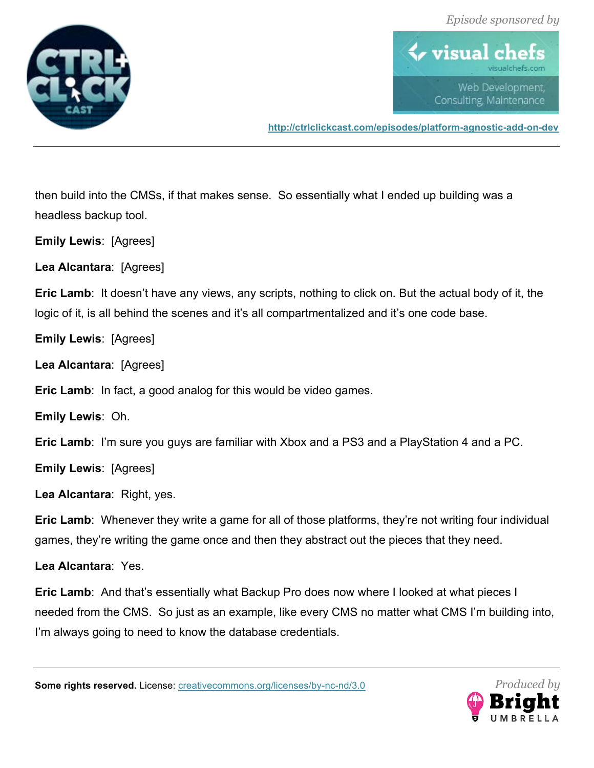then build into the CMSs, if that makes sense.  So essentially what I ended up building was a headless backup tool.

**Emily Lewis**:  [Agrees]

**Lea Alcantara**:  [Agrees]

**Eric Lamb**:  It doesn't have any views, any scripts, nothing to click on. But the actual body of it, the logic of it, is all behind the scenes and it's all compartmentalized and it's one code base.

**Emily Lewis**:  [Agrees]

**Lea Alcantara**:  [Agrees]

**Eric Lamb**:  In fact, a good analog for this would be video games.

**Emily Lewis**:  Oh.

**Eric Lamb**:  I'm sure you guys are familiar with Xbox and a PS3 and a PlayStation 4 and a PC.

**Emily Lewis**:  [Agrees]

**Lea Alcantara**:  Right, yes.

**Eric Lamb**:  Whenever they write a game for all of those platforms, they're not writing four individual games, they're writing the game once and then they abstract out the pieces that they need.

**Lea Alcantara**:  Yes.

**Eric Lamb**:  And that's essentially what Backup Pro does now where I looked at what pieces I needed from the CMS.  So just as an example, like every CMS no matter what CMS I'm building into, I'm always going to need to know the database credentials.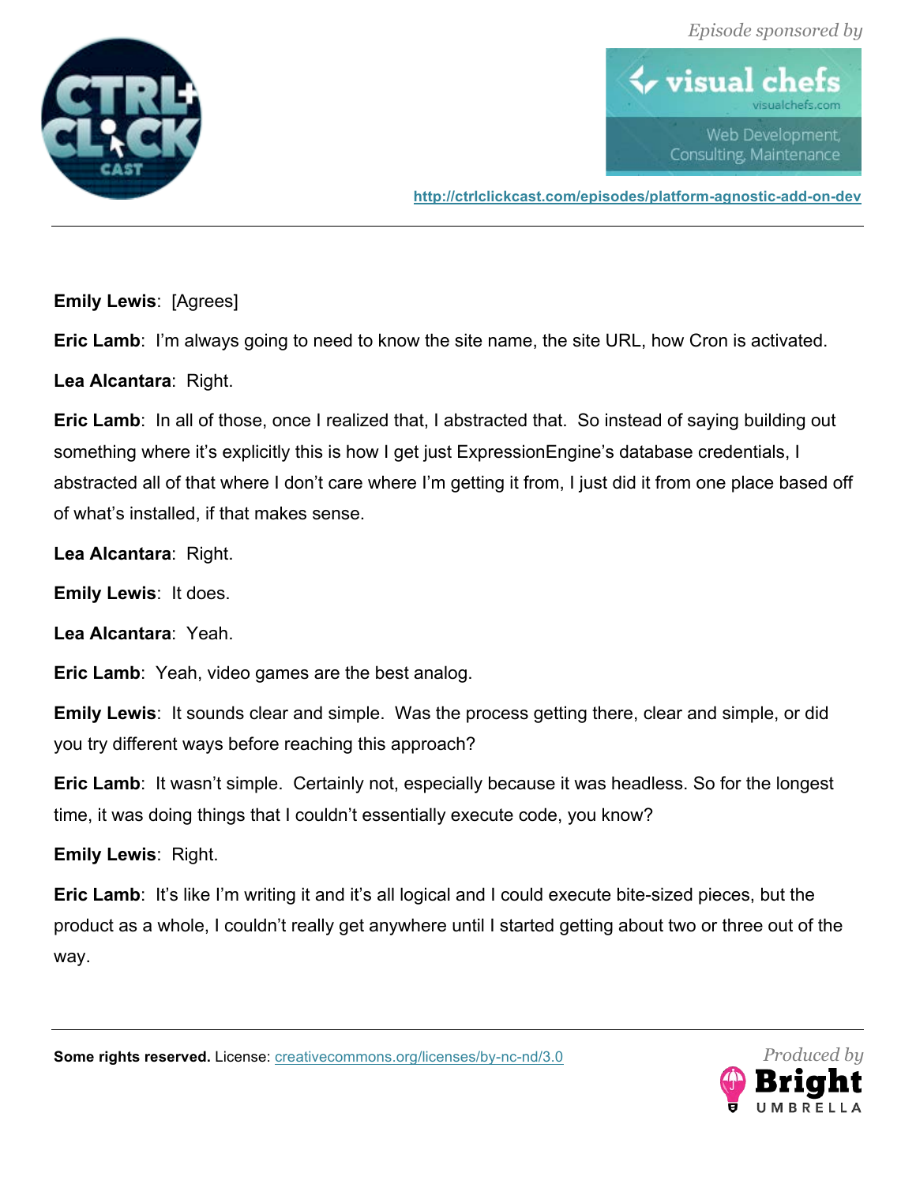**Emily Lewis**: [Agrees]

**Eric Lamb**: I'm always going to need to know the site name, the site URL, how Cron is activated.

**Lea Alcantara**: Right.

**Eric Lamb**: In all of those, once I realized that, I abstracted that. So instead of saying building out something where it's explicitly this is how I get just ExpressionEngine's database credentials, I abstracted all of that where I don't care where I'm getting it from, I just did it from one place based off of what's installed, if that makes sense.

**Lea Alcantara**: Right.

**Emily Lewis**: It does.

**Lea Alcantara**: Yeah.

**Eric Lamb**: Yeah, video games are the best analog.

**Emily Lewis**: It sounds clear and simple. Was the process getting there, clear and simple, or did you try different ways before reaching this approach?

**Eric Lamb**: It wasn't simple. Certainly not, especially because it was headless. So for the longest time, it was doing things that I couldn't essentially execute code, you know?

**Emily Lewis**: Right.

**Eric Lamb**: It's like I'm writing it and it's all logical and I could execute bite-sized pieces, but the product as a whole, I couldn't really get anywhere until I started getting about two or three out of the way.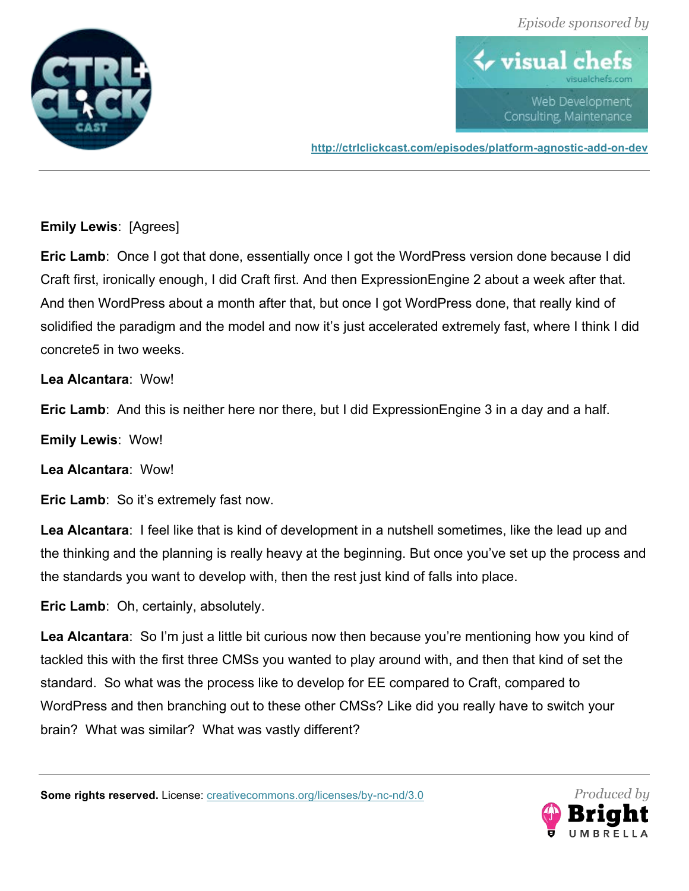**Emily Lewis**: [Agrees]

**Eric Lamb**: Once I got that done, essentially once I got the WordPress version done because I did Craft first, ironically enough, I did Craft first. And then ExpressionEngine 2 about a week after that. And then WordPress about a month after that, but once I got WordPress done, that really kind of solidified the paradigm and the model and now it's just accelerated extremely fast, where I think I did concrete5 in two weeks.

**Lea Alcantara**: Wow!

**Eric Lamb**: And this is neither here nor there, but I did ExpressionEngine 3 in a day and a half.

**Emily Lewis**: Wow!

**Lea Alcantara**: Wow!

**Eric Lamb**: So it's extremely fast now.

**Lea Alcantara**: I feel like that is kind of development in a nutshell sometimes, like the lead up and the thinking and the planning is really heavy at the beginning. But once you've set up the process and the standards you want to develop with, then the rest just kind of falls into place.

**Eric Lamb**: Oh, certainly, absolutely.

**Lea Alcantara**: So I'm just a little bit curious now then because you're mentioning how you kind of tackled this with the first three CMSs you wanted to play around with, and then that kind of set the standard. So what was the process like to develop for EE compared to Craft, compared to WordPress and then branching out to these other CMSs? Like did you really have to switch your brain? What was similar? What was vastly different?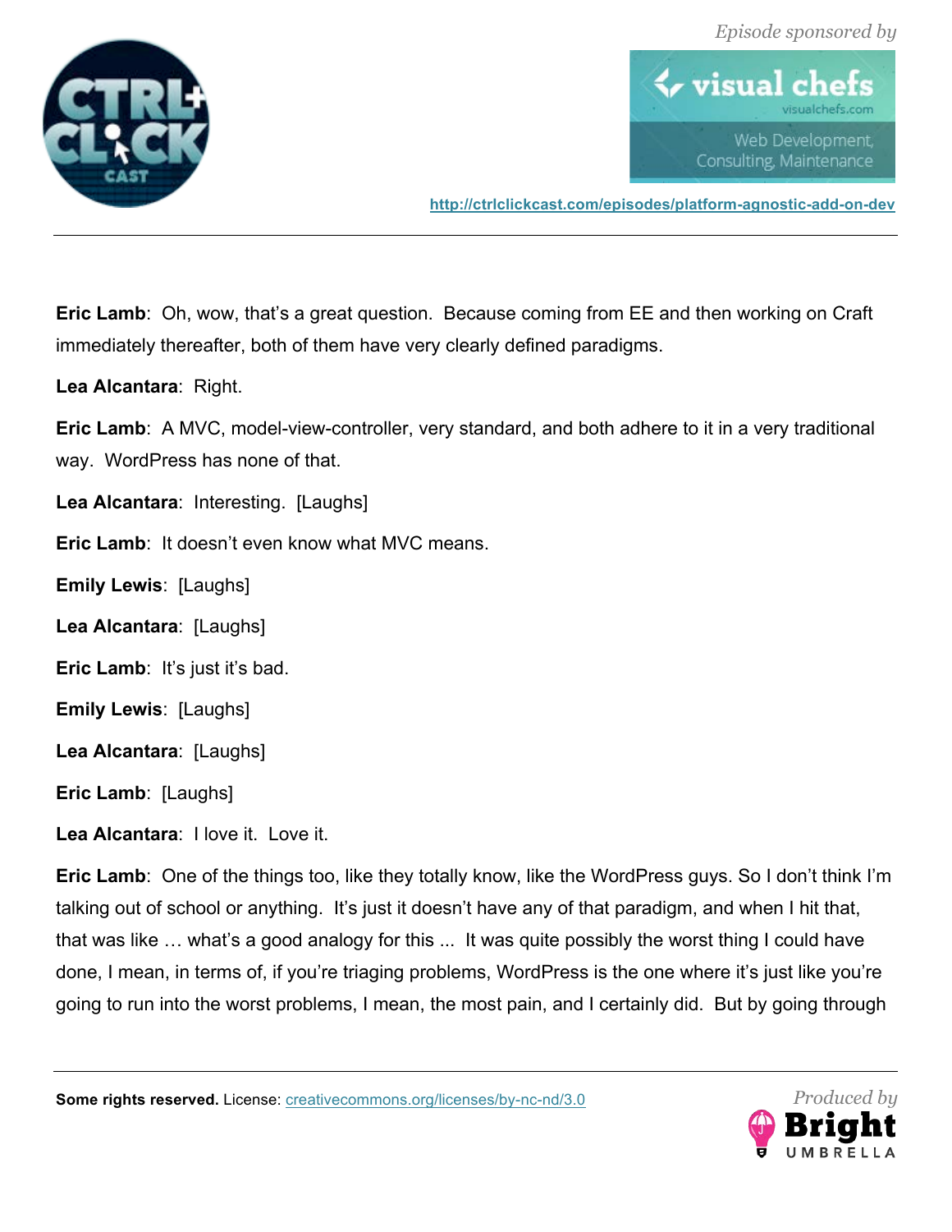**Eric Lamb**: Oh, wow, that's a great question. Because coming from EE and then working on Craft immediately thereafter, both of them have very clearly defined paradigms.

**Lea Alcantara**: Right.

**Eric Lamb**: A MVC, model-view-controller, very standard, and both adhere to it in a very traditional way. WordPress has none of that.

**Lea Alcantara**: Interesting. [Laughs]

**Eric Lamb**: It doesn't even know what MVC means.

**Emily Lewis**: [Laughs]

**Lea Alcantara**: [Laughs]

**Eric Lamb**: It's just it's bad.

**Emily Lewis**: [Laughs]

**Lea Alcantara**: [Laughs]

**Eric Lamb**: [Laughs]

**Lea Alcantara**: I love it. Love it.

**Eric Lamb**: One of the things too, like they totally know, like the WordPress guys. So I don't think I'm talking out of school or anything. It's just it doesn't have any of that paradigm, and when I hit that, that was like … what's a good analogy for this ... It was quite possibly the worst thing I could have done, I mean, in terms of, if you're triaging problems, WordPress is the one where it's just like you're going to run into the worst problems, I mean, the most pain, and I certainly did. But by going through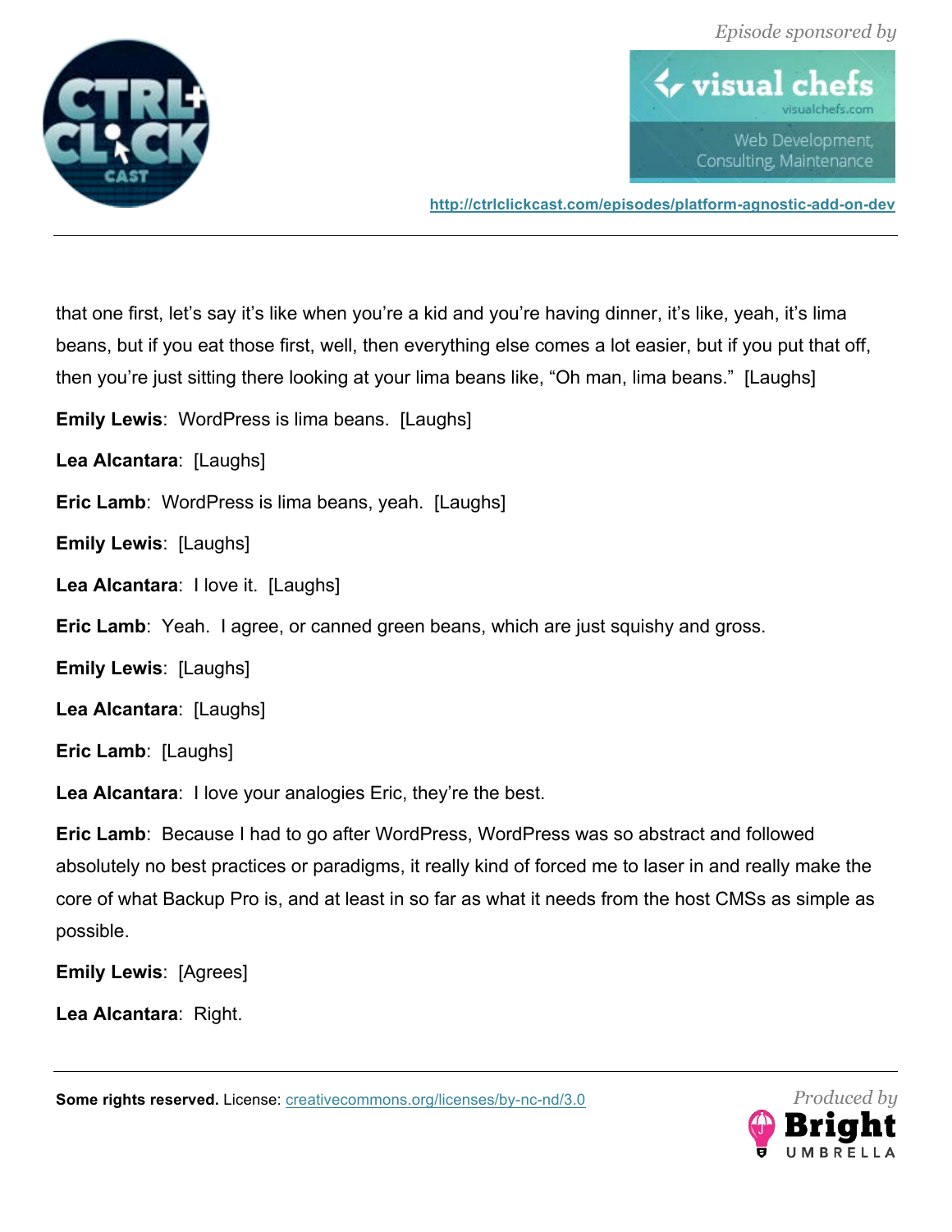that one first, let's say it's like when you're a kid and you're having dinner, it's like, yeah, it's lima beans, but if you eat those first, well, then everything else comes a lot easier, but if you put that off, then you're just sitting there looking at your lima beans like, "Oh man, lima beans." [Laughs]

**Emily Lewis**: WordPress is lima beans. [Laughs]

**Lea Alcantara**: [Laughs]

**Eric Lamb**: WordPress is lima beans, yeah. [Laughs]

**Emily Lewis**: [Laughs]

**Lea Alcantara**: I love it. [Laughs]

**Eric Lamb**: Yeah. I agree, or canned green beans, which are just squishy and gross.

**Emily Lewis**: [Laughs]

**Lea Alcantara**: [Laughs]

**Eric Lamb**: [Laughs]

**Lea Alcantara**: I love your analogies Eric, they're the best.

**Eric Lamb**: Because I had to go after WordPress, WordPress was so abstract and followed absolutely no best practices or paradigms, it really kind of forced me to laser in and really make the core of what Backup Pro is, and at least in so far as what it needs from the host CMSs as simple as possible.

**Emily Lewis**: [Agrees]

**Lea Alcantara**: Right.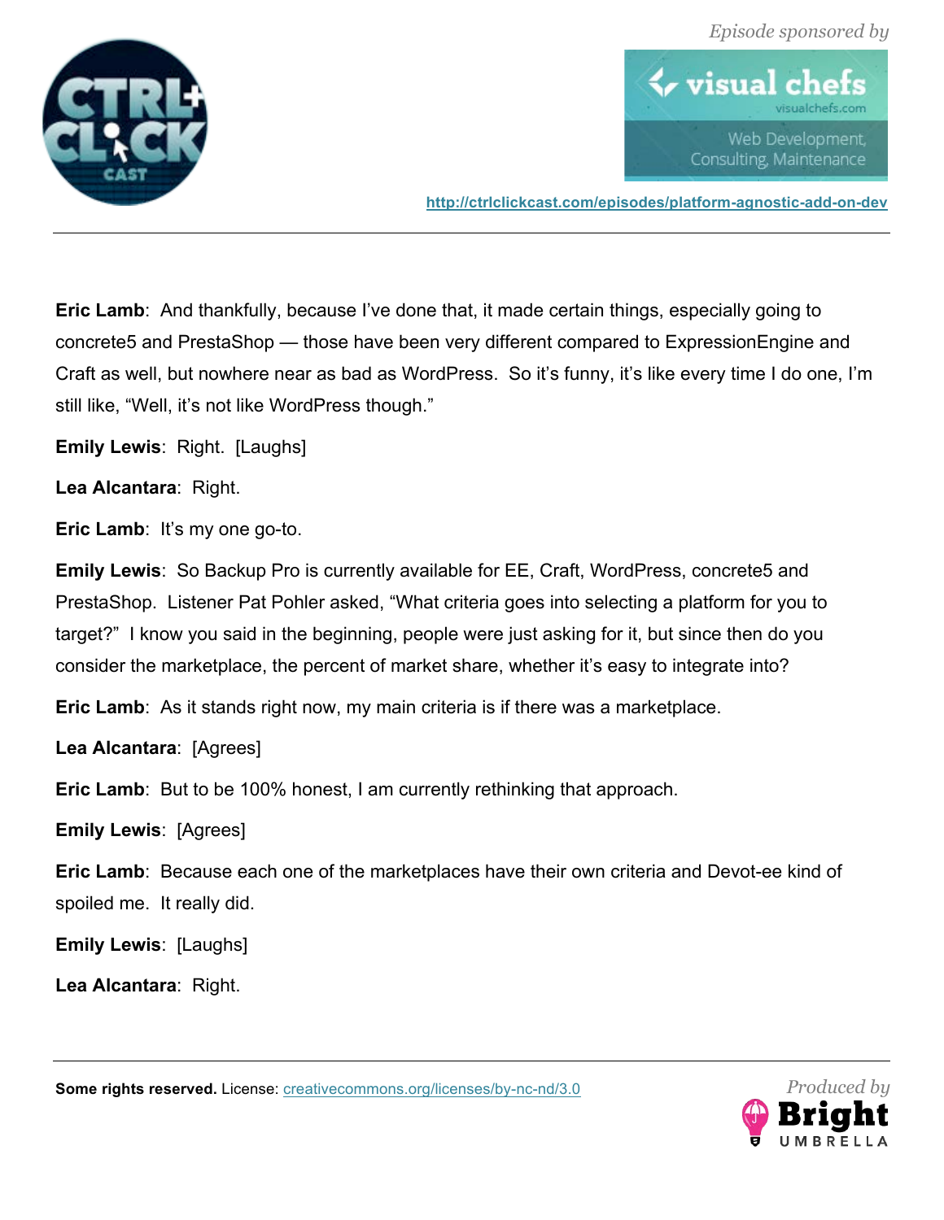**Eric Lamb**: And thankfully, because I've done that, it made certain things, especially going to concrete5 and PrestaShop — those have been very different compared to ExpressionEngine and Craft as well, but nowhere near as bad as WordPress. So it's funny, it's like every time I do one, I'm still like, "Well, it's not like WordPress though."

**Emily Lewis**: Right. [Laughs]

**Lea Alcantara**: Right.

**Eric Lamb**: It's my one go-to.

**Emily Lewis**: So Backup Pro is currently available for EE, Craft, WordPress, concrete5 and PrestaShop. Listener Pat Pohler asked, "What criteria goes into selecting a platform for you to target?" I know you said in the beginning, people were just asking for it, but since then do you consider the marketplace, the percent of market share, whether it's easy to integrate into?

**Eric Lamb**: As it stands right now, my main criteria is if there was a marketplace.

**Lea Alcantara**: [Agrees]

**Eric Lamb**: But to be 100% honest, I am currently rethinking that approach.

**Emily Lewis**: [Agrees]

**Eric Lamb**: Because each one of the marketplaces have their own criteria and Devot-ee kind of spoiled me. It really did.

**Emily Lewis**: [Laughs]

**Lea Alcantara**: Right.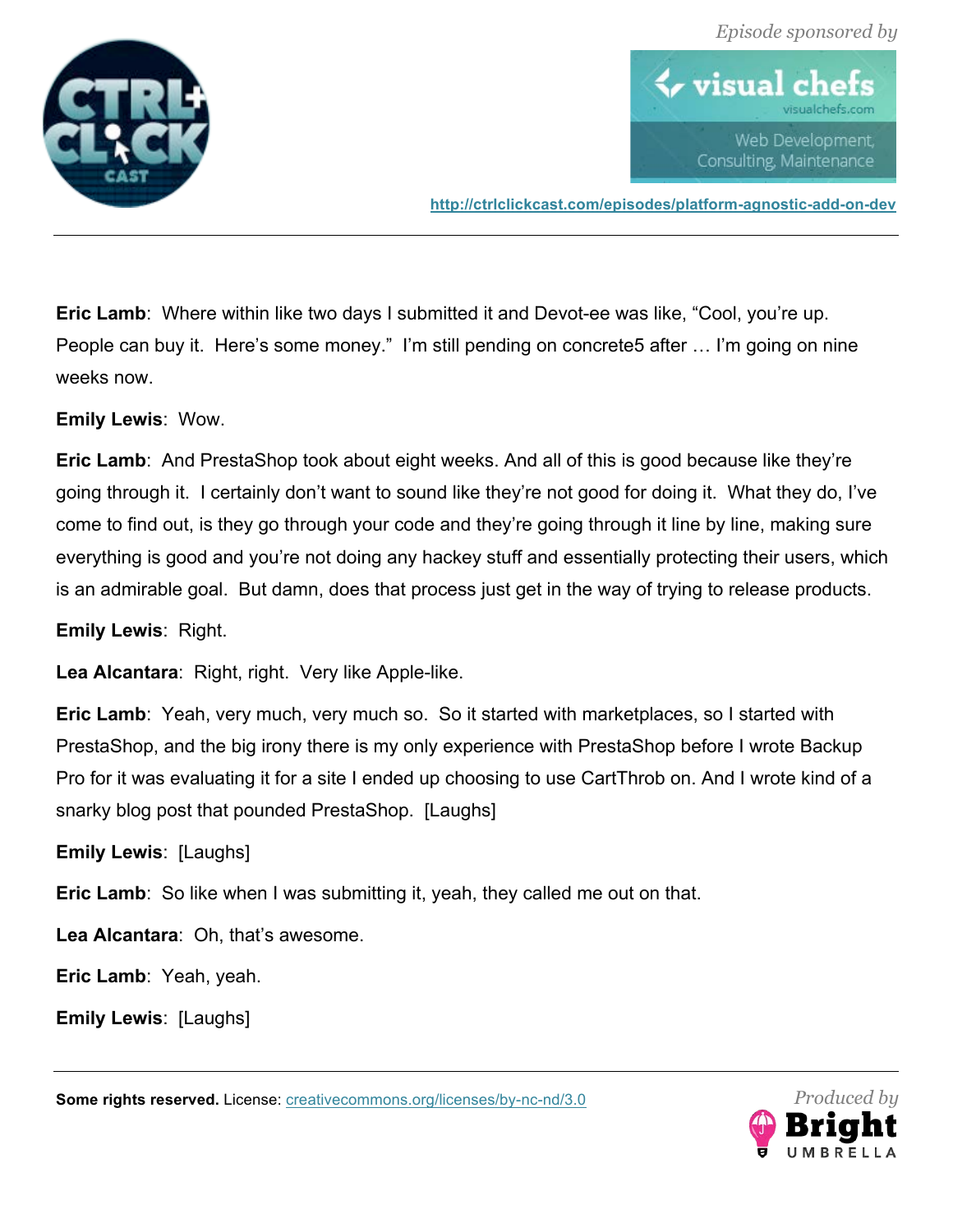**Eric Lamb**: Where within like two days I submitted it and Devot-ee was like, "Cool, you're up. People can buy it. Here's some money." I'm still pending on concrete5 after … I'm going on nine weeks now.

**Emily Lewis**: Wow.

**Eric Lamb**: And PrestaShop took about eight weeks. And all of this is good because like they're going through it. I certainly don't want to sound like they're not good for doing it. What they do, I've come to find out, is they go through your code and they're going through it line by line, making sure everything is good and you're not doing any hackey stuff and essentially protecting their users, which is an admirable goal. But damn, does that process just get in the way of trying to release products.

**Emily Lewis**: Right.

**Lea Alcantara**: Right, right. Very like Apple-like.

**Eric Lamb**: Yeah, very much, very much so. So it started with marketplaces, so I started with PrestaShop, and the big irony there is my only experience with PrestaShop before I wrote Backup Pro for it was evaluating it for a site I ended up choosing to use CartThrob on. And I wrote kind of a snarky blog post that pounded PrestaShop. [Laughs]

**Emily Lewis**: [Laughs]

**Eric Lamb**: So like when I was submitting it, yeah, they called me out on that.

**Lea Alcantara**: Oh, that's awesome.

**Eric Lamb**: Yeah, yeah.

**Emily Lewis**: [Laughs]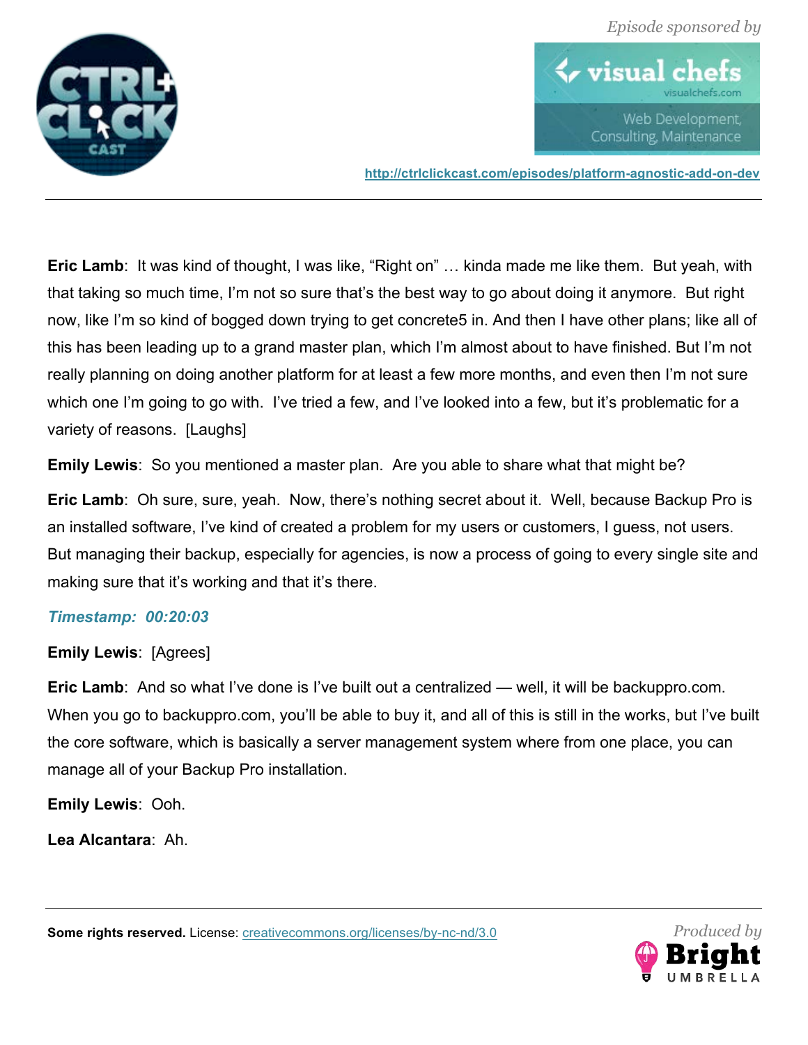**Eric Lamb**: It was kind of thought, I was like, “Right on” … kinda made me like them. But yeah, with that taking so much time, I’m not so sure that’s the best way to go about doing it anymore. But right now, like I’m so kind of bogged down trying to get concrete5 in. And then I have other plans; like all of this has been leading up to a grand master plan, which I’m almost about to have finished. But I’m not really planning on doing another platform for at least a few more months, and even then I’m not sure which one I’m going to go with. I’ve tried a few, and I’ve looked into a few, but it’s problematic for a variety of reasons. [Laughs]

**Emily Lewis**: So you mentioned a master plan. Are you able to share what that might be?

**Eric Lamb**: Oh sure, sure, yeah. Now, there’s nothing secret about it. Well, because Backup Pro is an installed software, I’ve kind of created a problem for my users or customers, I guess, not users. But managing their backup, especially for agencies, is now a process of going to every single site and making sure that it’s working and that it’s there.

***Timestamp: 00:20:03***

**Emily Lewis**: [Agrees]

**Eric Lamb**: And so what I’ve done is I’ve built out a centralized — well, it will be backuppro.com. When you go to backuppro.com, you’ll be able to buy it, and all of this is still in the works, but I’ve built the core software, which is basically a server management system where from one place, you can manage all of your Backup Pro installation.

**Emily Lewis**: Ooh.

**Lea Alcantara**: Ah.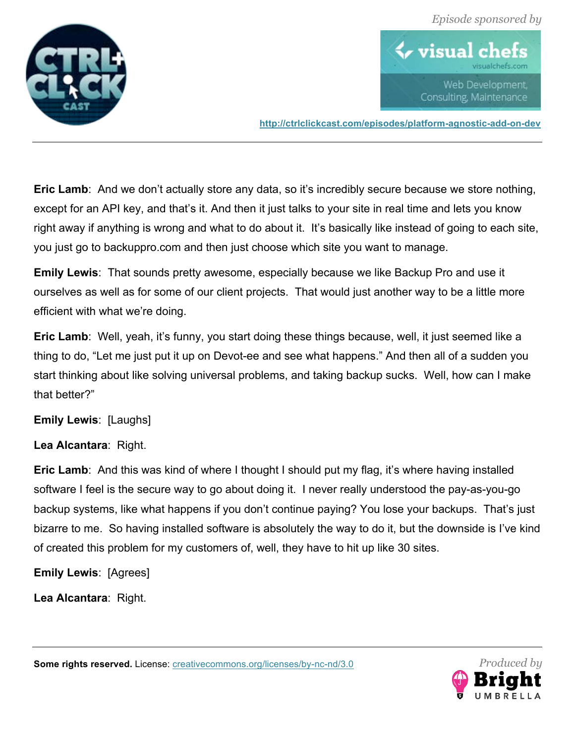**Eric Lamb**: And we don't actually store any data, so it's incredibly secure because we store nothing, except for an API key, and that's it. And then it just talks to your site in real time and lets you know right away if anything is wrong and what to do about it. It's basically like instead of going to each site, you just go to backuppro.com and then just choose which site you want to manage.

**Emily Lewis**: That sounds pretty awesome, especially because we like Backup Pro and use it ourselves as well as for some of our client projects. That would just another way to be a little more efficient with what we're doing.

**Eric Lamb**: Well, yeah, it's funny, you start doing these things because, well, it just seemed like a thing to do, "Let me just put it up on Devot-ee and see what happens." And then all of a sudden you start thinking about like solving universal problems, and taking backup sucks. Well, how can I make that better?"

**Emily Lewis**: [Laughs]

**Lea Alcantara**: Right.

**Eric Lamb**: And this was kind of where I thought I should put my flag, it's where having installed software I feel is the secure way to go about doing it. I never really understood the pay-as-you-go backup systems, like what happens if you don't continue paying? You lose your backups. That's just bizarre to me. So having installed software is absolutely the way to do it, but the downside is I've kind of created this problem for my customers of, well, they have to hit up like 30 sites.

**Emily Lewis**: [Agrees]

**Lea Alcantara**: Right.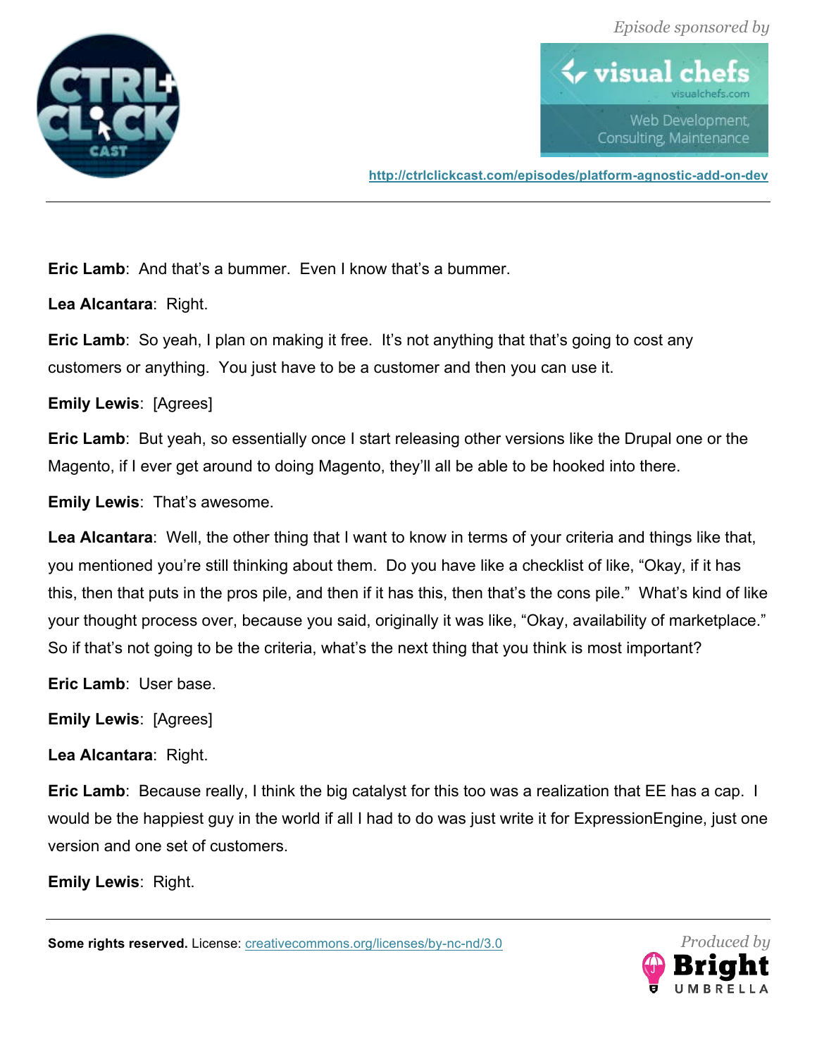**Eric Lamb**: And that's a bummer. Even I know that's a bummer.

**Lea Alcantara**: Right.

**Eric Lamb**: So yeah, I plan on making it free. It's not anything that that's going to cost any customers or anything. You just have to be a customer and then you can use it.

**Emily Lewis**: [Agrees]

**Eric Lamb**: But yeah, so essentially once I start releasing other versions like the Drupal one or the Magento, if I ever get around to doing Magento, they'll all be able to be hooked into there.

**Emily Lewis**: That's awesome.

**Lea Alcantara**: Well, the other thing that I want to know in terms of your criteria and things like that, you mentioned you're still thinking about them. Do you have like a checklist of like, "Okay, if it has this, then that puts in the pros pile, and then if it has this, then that's the cons pile." What's kind of like your thought process over, because you said, originally it was like, "Okay, availability of marketplace." So if that's not going to be the criteria, what's the next thing that you think is most important?

**Eric Lamb**: User base.

**Emily Lewis**: [Agrees]

**Lea Alcantara**: Right.

**Eric Lamb**: Because really, I think the big catalyst for this too was a realization that EE has a cap. I would be the happiest guy in the world if all I had to do was just write it for ExpressionEngine, just one version and one set of customers.

**Emily Lewis**: Right.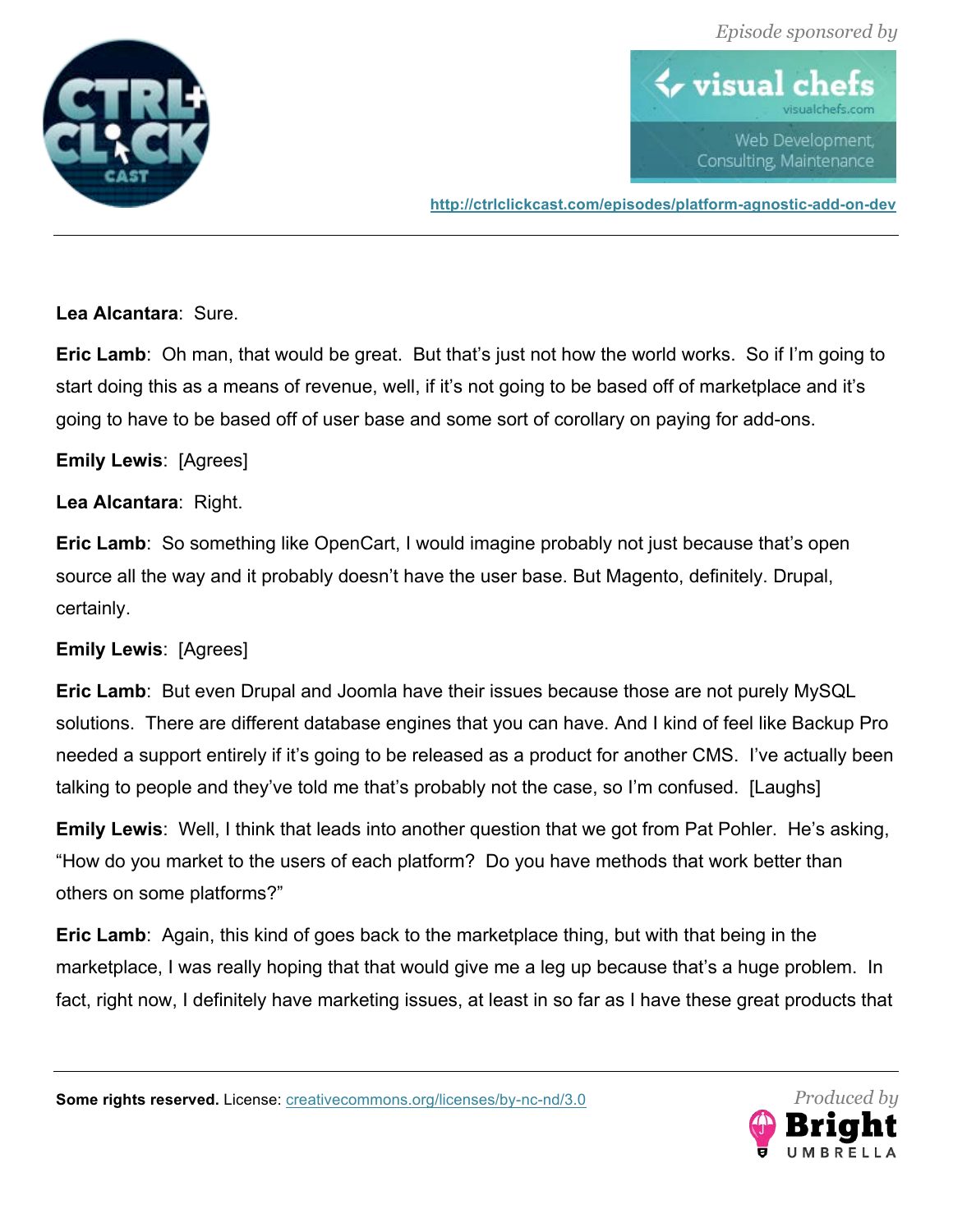**Lea Alcantara**: Sure.

**Eric Lamb**: Oh man, that would be great. But that's just not how the world works. So if I'm going to start doing this as a means of revenue, well, if it's not going to be based off of marketplace and it's going to have to be based off of user base and some sort of corollary on paying for add-ons.

**Emily Lewis**: [Agrees]

**Lea Alcantara**: Right.

**Eric Lamb**: So something like OpenCart, I would imagine probably not just because that's open source all the way and it probably doesn't have the user base. But Magento, definitely. Drupal, certainly.

**Emily Lewis**: [Agrees]

**Eric Lamb**: But even Drupal and Joomla have their issues because those are not purely MySQL solutions. There are different database engines that you can have. And I kind of feel like Backup Pro needed a support entirely if it's going to be released as a product for another CMS. I've actually been talking to people and they've told me that's probably not the case, so I'm confused. [Laughs]

**Emily Lewis**: Well, I think that leads into another question that we got from Pat Pohler. He's asking, "How do you market to the users of each platform? Do you have methods that work better than others on some platforms?"

**Eric Lamb**: Again, this kind of goes back to the marketplace thing, but with that being in the marketplace, I was really hoping that that would give me a leg up because that's a huge problem. In fact, right now, I definitely have marketing issues, at least in so far as I have these great products that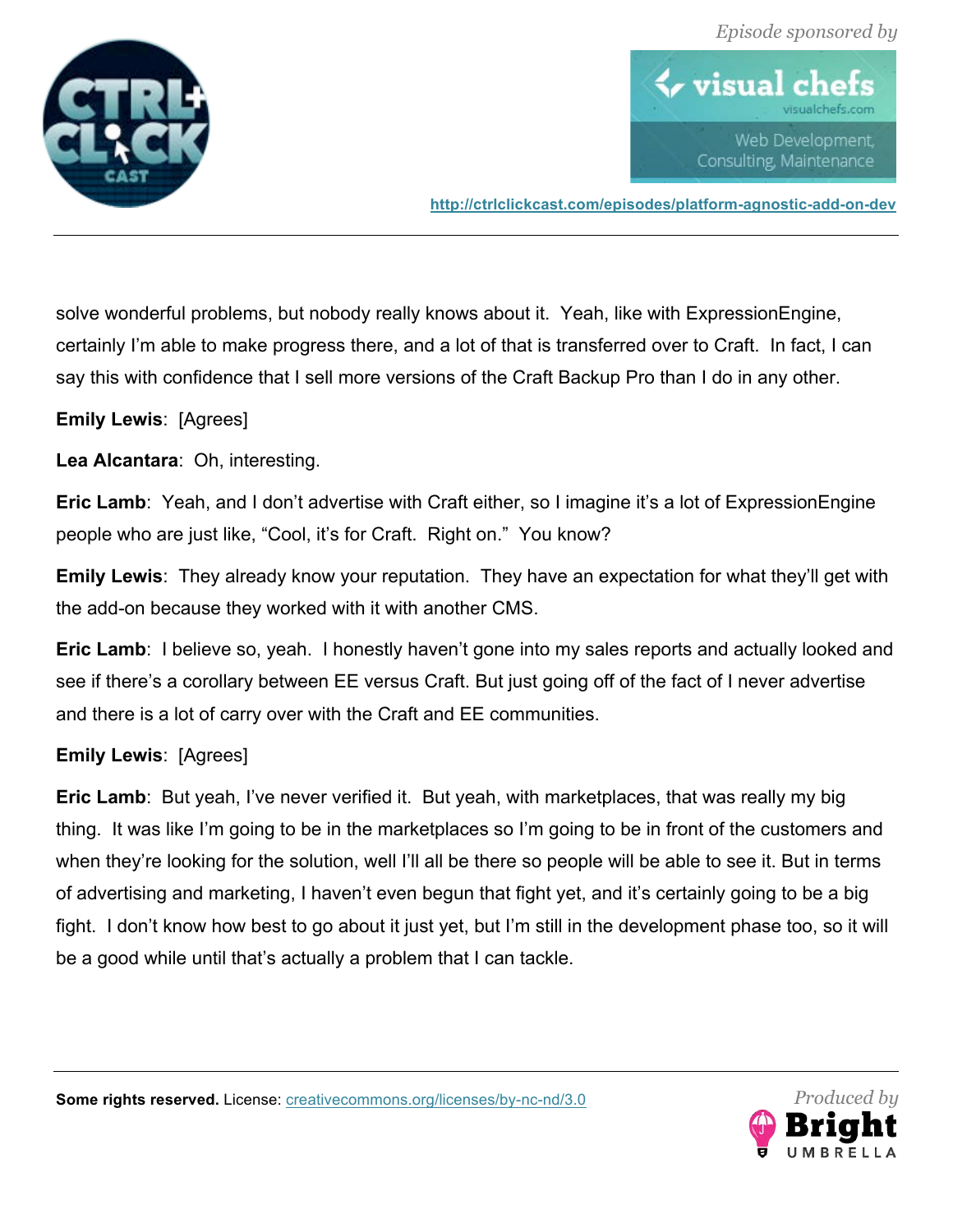solve wonderful problems, but nobody really knows about it. Yeah, like with ExpressionEngine, certainly I'm able to make progress there, and a lot of that is transferred over to Craft. In fact, I can say this with confidence that I sell more versions of the Craft Backup Pro than I do in any other.

**Emily Lewis**: [Agrees]

**Lea Alcantara**: Oh, interesting.

**Eric Lamb**: Yeah, and I don't advertise with Craft either, so I imagine it's a lot of ExpressionEngine people who are just like, "Cool, it's for Craft. Right on." You know?

**Emily Lewis**: They already know your reputation. They have an expectation for what they'll get with the add-on because they worked with it with another CMS.

**Eric Lamb**: I believe so, yeah. I honestly haven't gone into my sales reports and actually looked and see if there's a corollary between EE versus Craft. But just going off of the fact of I never advertise and there is a lot of carry over with the Craft and EE communities.

**Emily Lewis**: [Agrees]

**Eric Lamb**: But yeah, I've never verified it. But yeah, with marketplaces, that was really my big thing. It was like I'm going to be in the marketplaces so I'm going to be in front of the customers and when they're looking for the solution, well I'll all be there so people will be able to see it. But in terms of advertising and marketing, I haven't even begun that fight yet, and it's certainly going to be a big fight. I don't know how best to go about it just yet, but I'm still in the development phase too, so it will be a good while until that's actually a problem that I can tackle.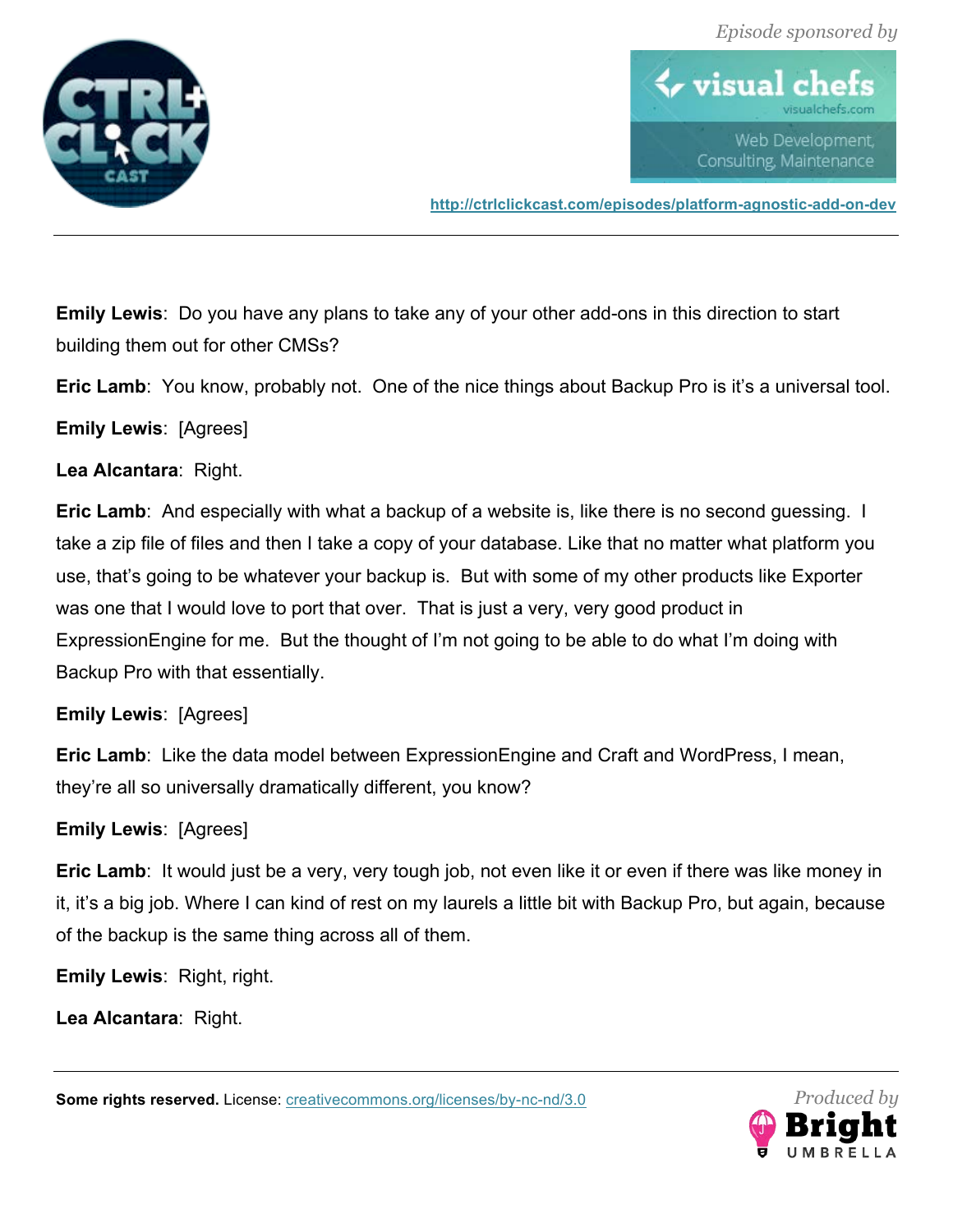**Emily Lewis**: Do you have any plans to take any of your other add-ons in this direction to start building them out for other CMSs?

**Eric Lamb**: You know, probably not. One of the nice things about Backup Pro is it's a universal tool.

**Emily Lewis**: [Agrees]

**Lea Alcantara**: Right.

**Eric Lamb**: And especially with what a backup of a website is, like there is no second guessing. I take a zip file of files and then I take a copy of your database. Like that no matter what platform you use, that's going to be whatever your backup is. But with some of my other products like Exporter was one that I would love to port that over. That is just a very, very good product in ExpressionEngine for me. But the thought of I'm not going to be able to do what I'm doing with Backup Pro with that essentially.

**Emily Lewis**: [Agrees]

**Eric Lamb**: Like the data model between ExpressionEngine and Craft and WordPress, I mean, they're all so universally dramatically different, you know?

**Emily Lewis**: [Agrees]

**Eric Lamb**: It would just be a very, very tough job, not even like it or even if there was like money in it, it's a big job. Where I can kind of rest on my laurels a little bit with Backup Pro, but again, because of the backup is the same thing across all of them.

**Emily Lewis**: Right, right.

**Lea Alcantara**: Right.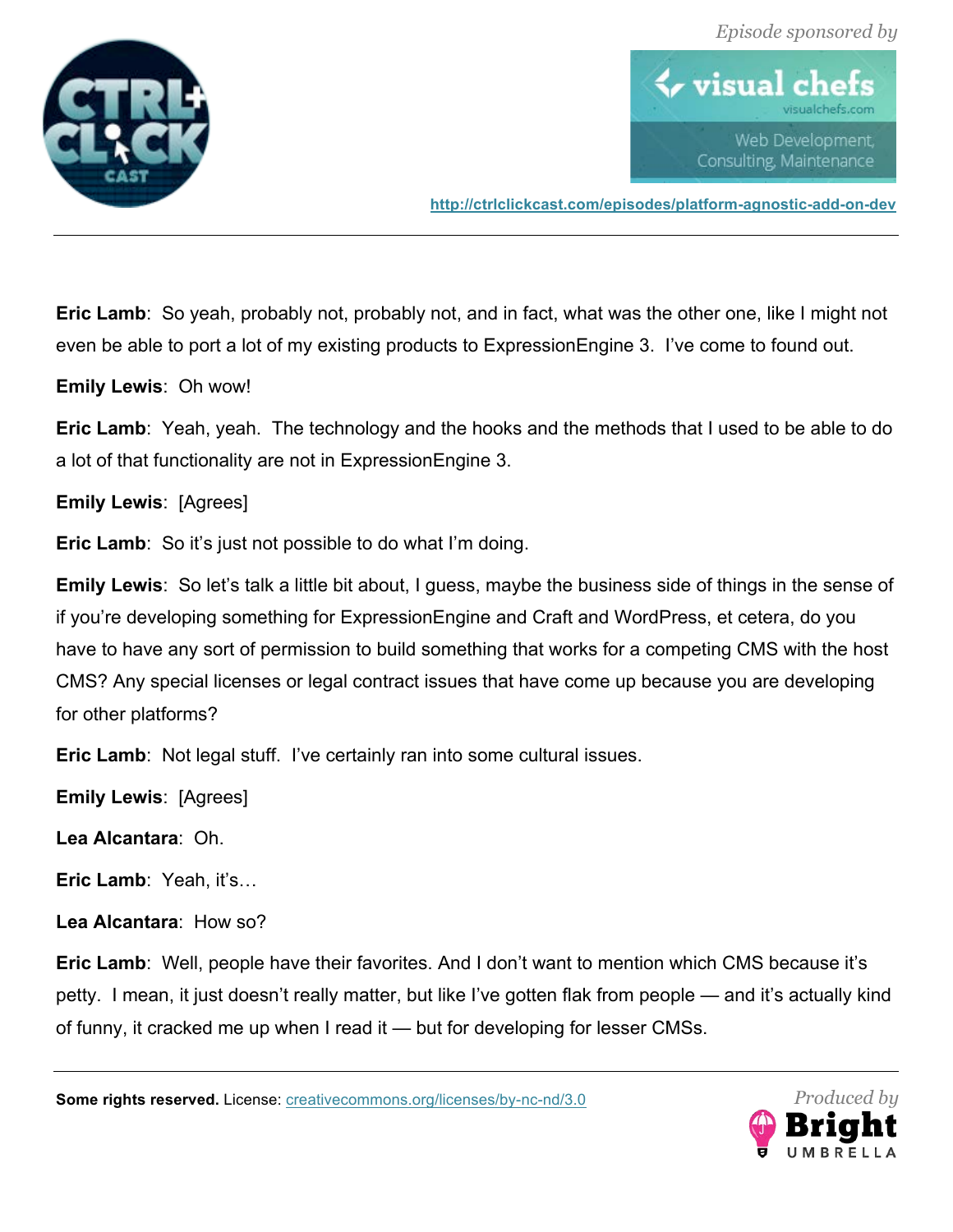**Eric Lamb**: So yeah, probably not, probably not, and in fact, what was the other one, like I might not even be able to port a lot of my existing products to ExpressionEngine 3. I've come to found out.

**Emily Lewis**: Oh wow!

**Eric Lamb**: Yeah, yeah. The technology and the hooks and the methods that I used to be able to do a lot of that functionality are not in ExpressionEngine 3.

**Emily Lewis**: [Agrees]

**Eric Lamb**: So it's just not possible to do what I'm doing.

**Emily Lewis**: So let's talk a little bit about, I guess, maybe the business side of things in the sense of if you're developing something for ExpressionEngine and Craft and WordPress, et cetera, do you have to have any sort of permission to build something that works for a competing CMS with the host CMS? Any special licenses or legal contract issues that have come up because you are developing for other platforms?

**Eric Lamb**: Not legal stuff. I've certainly ran into some cultural issues.

**Emily Lewis**: [Agrees]

**Lea Alcantara**: Oh.

**Eric Lamb**: Yeah, it's…

**Lea Alcantara**: How so?

**Eric Lamb**: Well, people have their favorites. And I don't want to mention which CMS because it's petty. I mean, it just doesn't really matter, but like I've gotten flak from people — and it's actually kind of funny, it cracked me up when I read it — but for developing for lesser CMSs.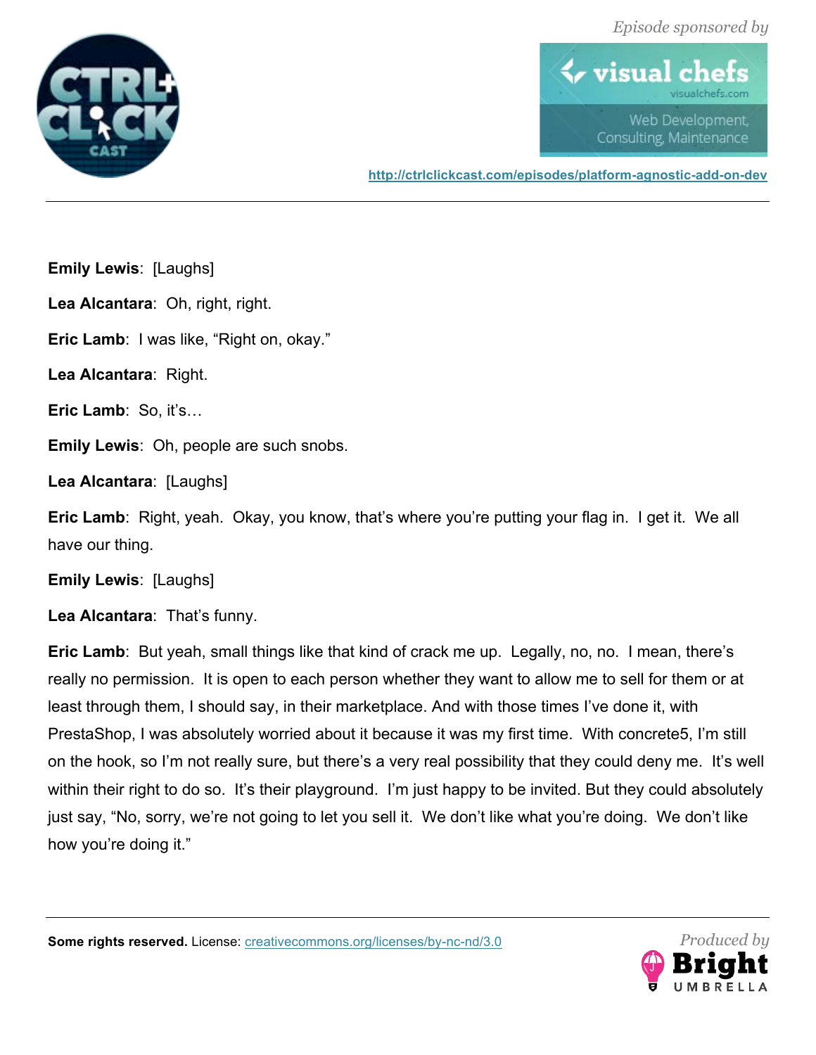**Emily Lewis**: [Laughs]

**Lea Alcantara**: Oh, right, right.

**Eric Lamb**: I was like, “Right on, okay.”

**Lea Alcantara**: Right.

**Eric Lamb**: So, it’s…

**Emily Lewis**: Oh, people are such snobs.

**Lea Alcantara**: [Laughs]

**Eric Lamb**: Right, yeah. Okay, you know, that’s where you’re putting your flag in. I get it. We all have our thing.

**Emily Lewis**: [Laughs]

**Lea Alcantara**: That’s funny.

**Eric Lamb**: But yeah, small things like that kind of crack me up. Legally, no, no. I mean, there’s really no permission. It is open to each person whether they want to allow me to sell for them or at least through them, I should say, in their marketplace. And with those times I’ve done it, with PrestaShop, I was absolutely worried about it because it was my first time. With concrete5, I’m still on the hook, so I’m not really sure, but there’s a very real possibility that they could deny me. It’s well within their right to do so. It’s their playground. I’m just happy to be invited. But they could absolutely just say, “No, sorry, we’re not going to let you sell it. We don’t like what you’re doing. We don’t like how you’re doing it.”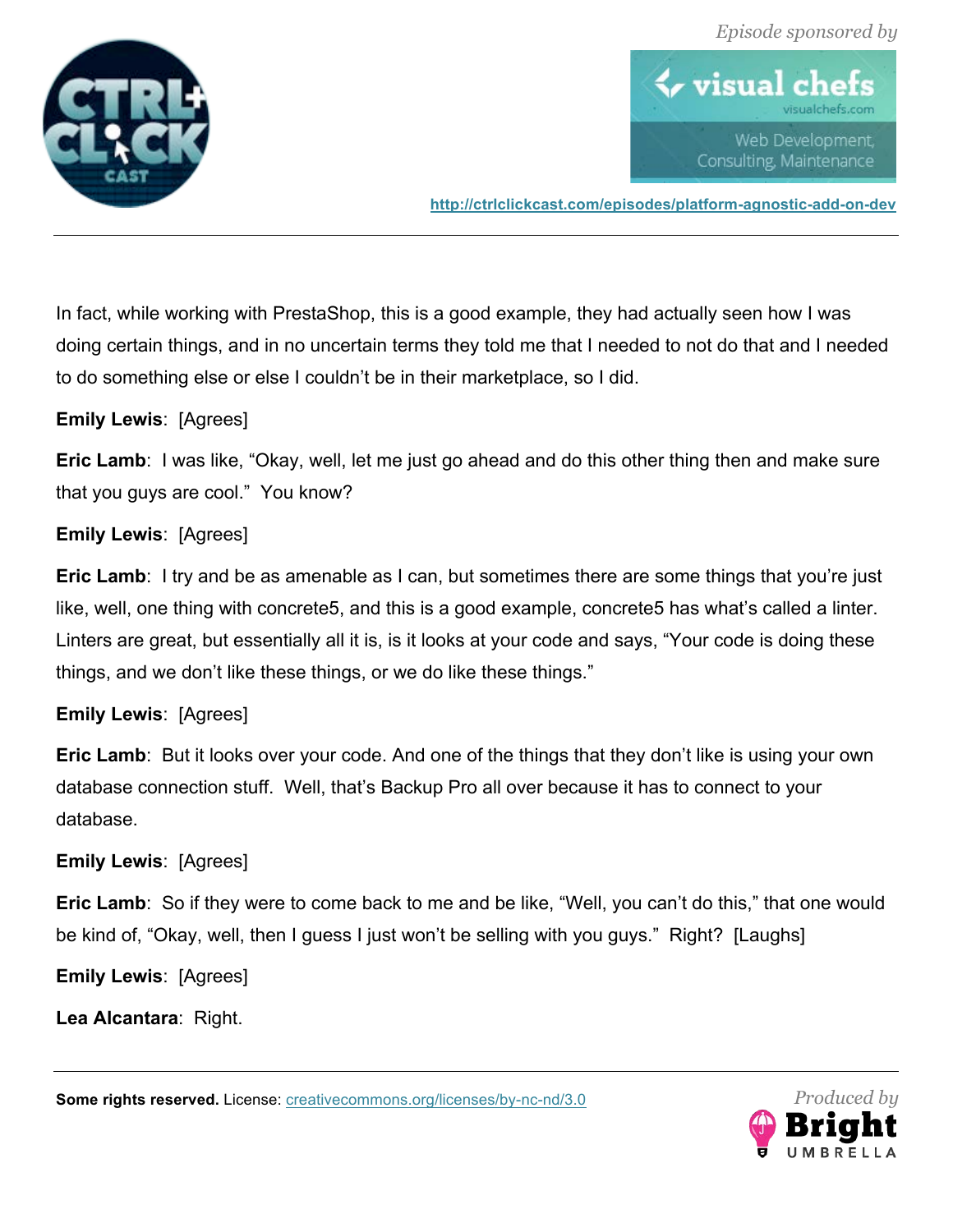In fact, while working with PrestaShop, this is a good example, they had actually seen how I was doing certain things, and in no uncertain terms they told me that I needed to not do that and I needed to do something else or else I couldn't be in their marketplace, so I did.

**Emily Lewis**: [Agrees]

**Eric Lamb**: I was like, "Okay, well, let me just go ahead and do this other thing then and make sure that you guys are cool." You know?

**Emily Lewis**: [Agrees]

**Eric Lamb**: I try and be as amenable as I can, but sometimes there are some things that you're just like, well, one thing with concrete5, and this is a good example, concrete5 has what's called a linter. Linters are great, but essentially all it is, is it looks at your code and says, "Your code is doing these things, and we don't like these things, or we do like these things."

**Emily Lewis**: [Agrees]

**Eric Lamb**: But it looks over your code. And one of the things that they don't like is using your own database connection stuff. Well, that's Backup Pro all over because it has to connect to your database.

**Emily Lewis**: [Agrees]

**Eric Lamb**: So if they were to come back to me and be like, "Well, you can't do this," that one would be kind of, "Okay, well, then I guess I just won't be selling with you guys." Right? [Laughs]

**Emily Lewis**: [Agrees]

**Lea Alcantara**: Right.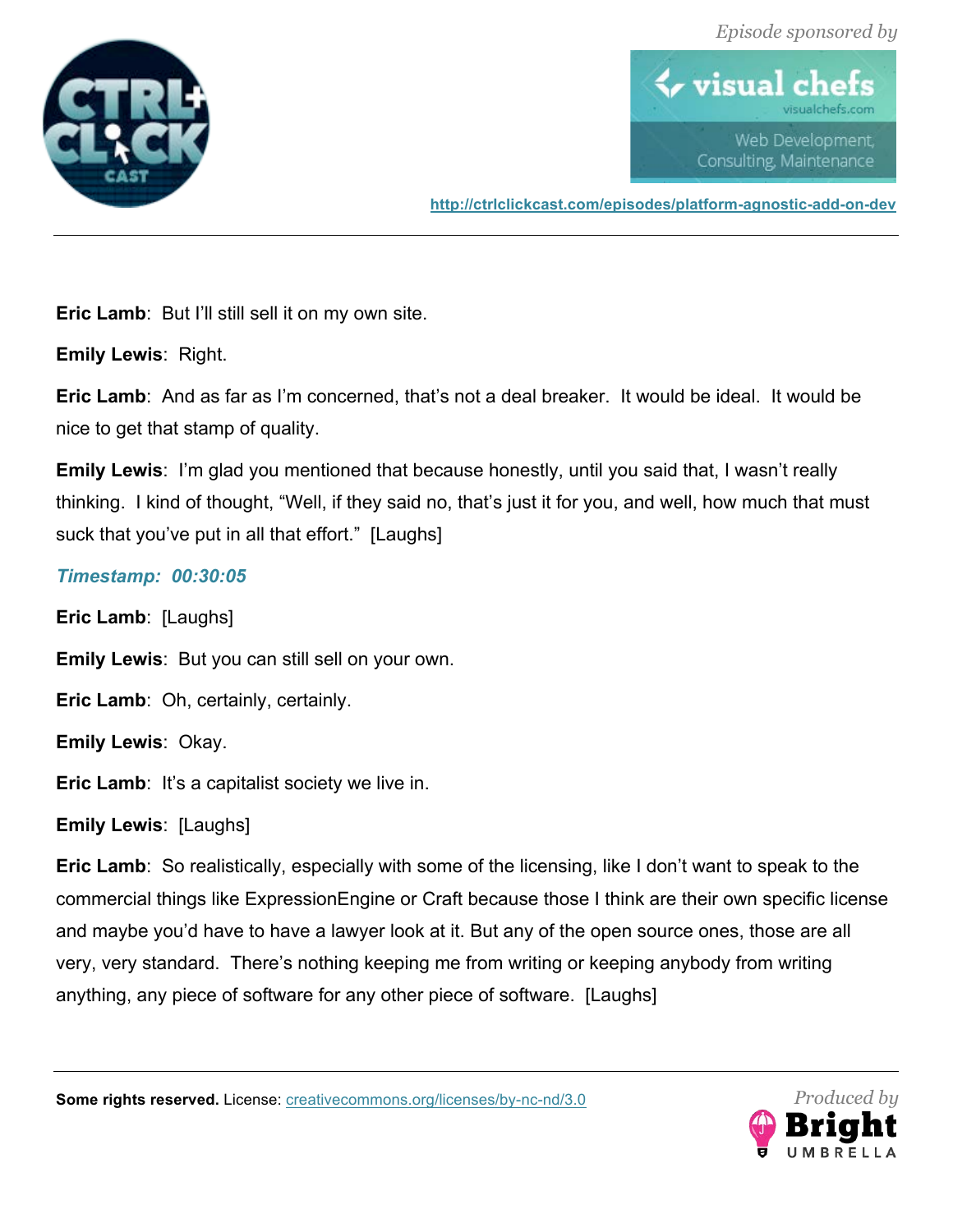**Eric Lamb**: But I'll still sell it on my own site.

**Emily Lewis**: Right.

**Eric Lamb**: And as far as I'm concerned, that's not a deal breaker. It would be ideal. It would be nice to get that stamp of quality.

**Emily Lewis**: I'm glad you mentioned that because honestly, until you said that, I wasn't really thinking. I kind of thought, "Well, if they said no, that's just it for you, and well, how much that must suck that you've put in all that effort." [Laughs]

*Timestamp: 00:30:05*

**Eric Lamb**: [Laughs]

**Emily Lewis**: But you can still sell on your own.

**Eric Lamb**: Oh, certainly, certainly.

**Emily Lewis**: Okay.

**Eric Lamb**: It's a capitalist society we live in.

**Emily Lewis**: [Laughs]

**Eric Lamb**: So realistically, especially with some of the licensing, like I don't want to speak to the commercial things like ExpressionEngine or Craft because those I think are their own specific license and maybe you'd have to have a lawyer look at it. But any of the open source ones, those are all very, very standard. There's nothing keeping me from writing or keeping anybody from writing anything, any piece of software for any other piece of software. [Laughs]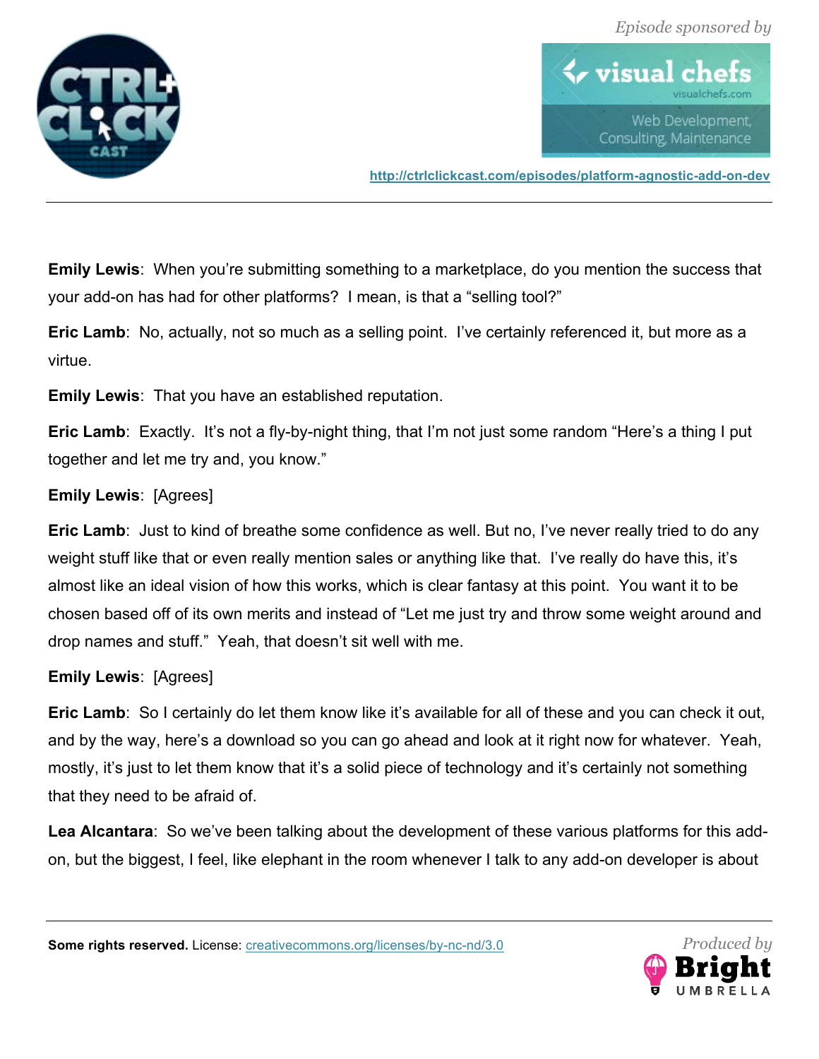**Emily Lewis**: When you're submitting something to a marketplace, do you mention the success that your add-on has had for other platforms? I mean, is that a "selling tool?"

**Eric Lamb**: No, actually, not so much as a selling point. I've certainly referenced it, but more as a virtue.

**Emily Lewis**: That you have an established reputation.

**Eric Lamb**: Exactly. It's not a fly-by-night thing, that I'm not just some random "Here's a thing I put together and let me try and, you know."

**Emily Lewis**: [Agrees]

**Eric Lamb**: Just to kind of breathe some confidence as well. But no, I've never really tried to do any weight stuff like that or even really mention sales or anything like that. I've really do have this, it's almost like an ideal vision of how this works, which is clear fantasy at this point. You want it to be chosen based off of its own merits and instead of "Let me just try and throw some weight around and drop names and stuff." Yeah, that doesn't sit well with me.

**Emily Lewis**: [Agrees]

**Eric Lamb**: So I certainly do let them know like it's available for all of these and you can check it out, and by the way, here's a download so you can go ahead and look at it right now for whatever. Yeah, mostly, it's just to let them know that it's a solid piece of technology and it's certainly not something that they need to be afraid of.

**Lea Alcantara**: So we've been talking about the development of these various platforms for this add-on, but the biggest, I feel, like elephant in the room whenever I talk to any add-on developer is about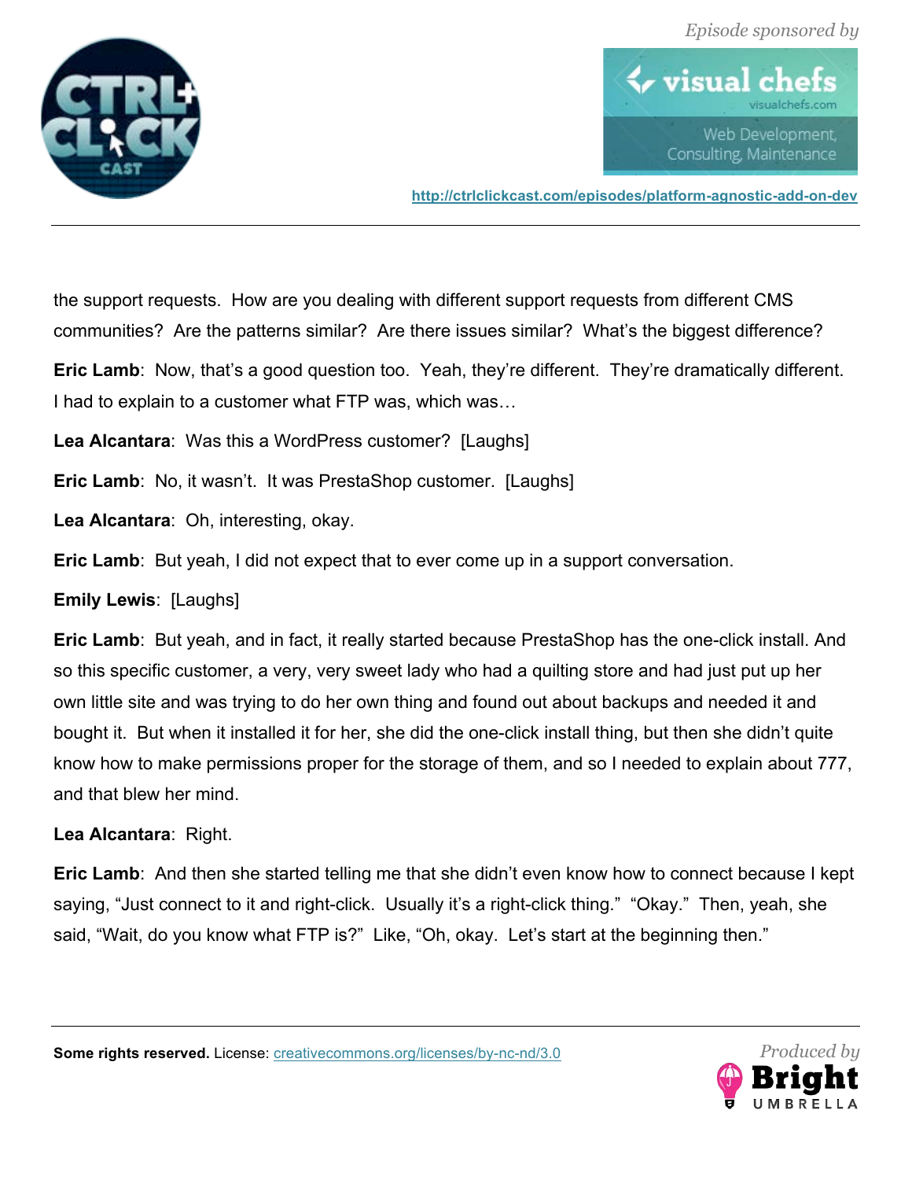the support requests. How are you dealing with different support requests from different CMS communities? Are the patterns similar? Are there issues similar? What's the biggest difference?

**Eric Lamb**: Now, that's a good question too. Yeah, they're different. They're dramatically different. I had to explain to a customer what FTP was, which was…

**Lea Alcantara**: Was this a WordPress customer? [Laughs]

**Eric Lamb**: No, it wasn't. It was PrestaShop customer. [Laughs]

**Lea Alcantara**: Oh, interesting, okay.

**Eric Lamb**: But yeah, I did not expect that to ever come up in a support conversation.

**Emily Lewis**: [Laughs]

**Eric Lamb**: But yeah, and in fact, it really started because PrestaShop has the one-click install. And so this specific customer, a very, very sweet lady who had a quilting store and had just put up her own little site and was trying to do her own thing and found out about backups and needed it and bought it. But when it installed it for her, she did the one-click install thing, but then she didn't quite know how to make permissions proper for the storage of them, and so I needed to explain about 777, and that blew her mind.

**Lea Alcantara**: Right.

**Eric Lamb**: And then she started telling me that she didn't even know how to connect because I kept saying, "Just connect to it and right-click. Usually it's a right-click thing." "Okay." Then, yeah, she said, "Wait, do you know what FTP is?" Like, "Oh, okay. Let's start at the beginning then."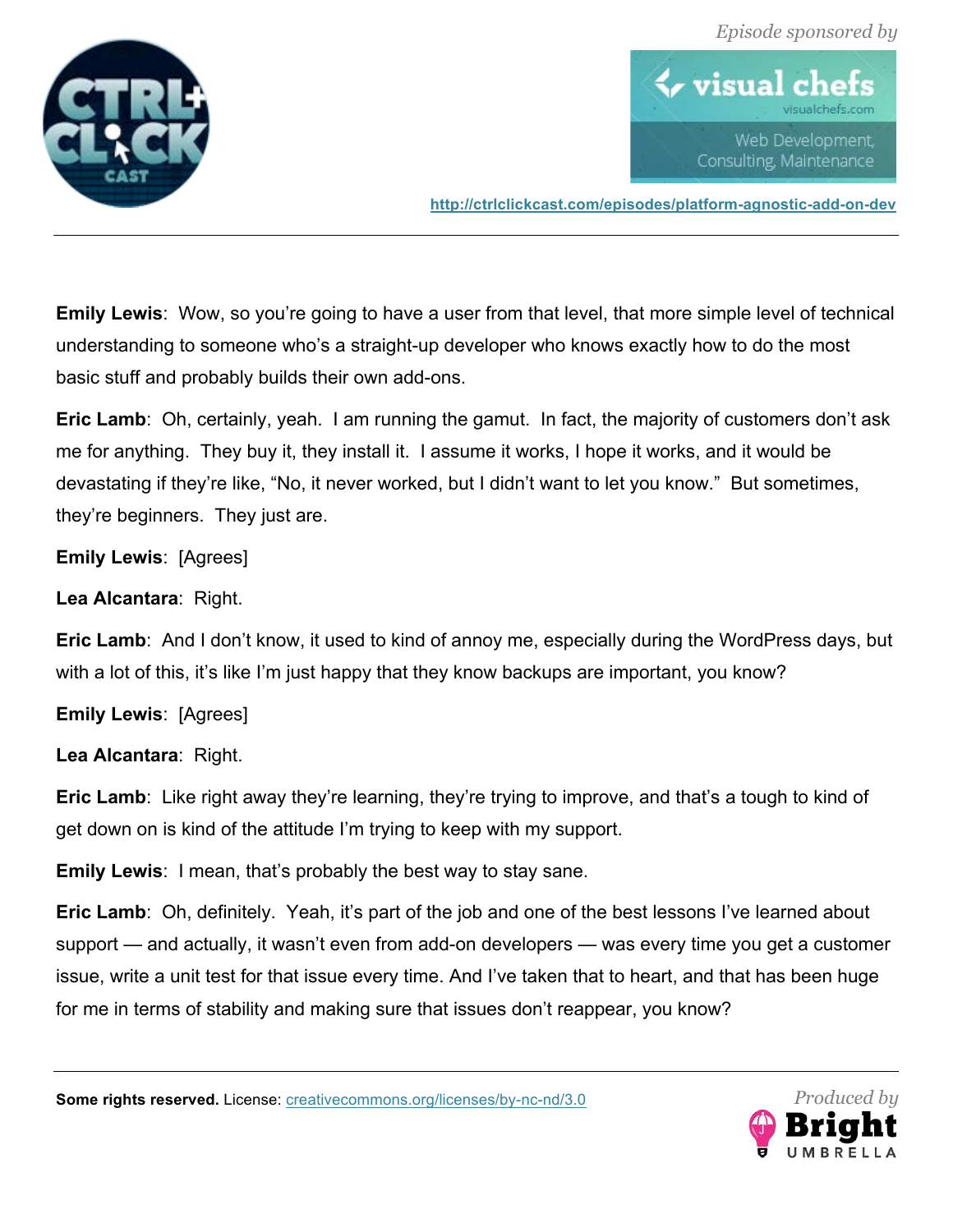**Emily Lewis**: Wow, so you're going to have a user from that level, that more simple level of technical understanding to someone who's a straight-up developer who knows exactly how to do the most basic stuff and probably builds their own add-ons.

**Eric Lamb**: Oh, certainly, yeah. I am running the gamut. In fact, the majority of customers don't ask me for anything. They buy it, they install it. I assume it works, I hope it works, and it would be devastating if they're like, "No, it never worked, but I didn't want to let you know." But sometimes, they're beginners. They just are.

**Emily Lewis**: [Agrees]

**Lea Alcantara**: Right.

**Eric Lamb**: And I don't know, it used to kind of annoy me, especially during the WordPress days, but with a lot of this, it's like I'm just happy that they know backups are important, you know?

**Emily Lewis**: [Agrees]

**Lea Alcantara**: Right.

**Eric Lamb**: Like right away they're learning, they're trying to improve, and that's a tough to kind of get down on is kind of the attitude I'm trying to keep with my support.

**Emily Lewis**: I mean, that's probably the best way to stay sane.

**Eric Lamb**: Oh, definitely. Yeah, it's part of the job and one of the best lessons I've learned about support — and actually, it wasn't even from add-on developers — was every time you get a customer issue, write a unit test for that issue every time. And I've taken that to heart, and that has been huge for me in terms of stability and making sure that issues don't reappear, you know?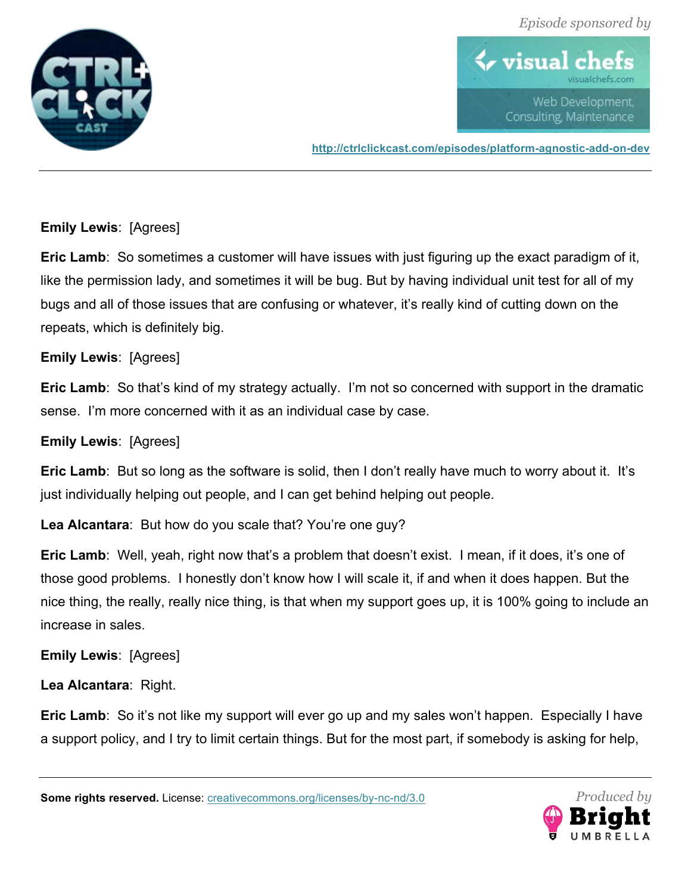**Emily Lewis**: [Agrees]

**Eric Lamb**: So sometimes a customer will have issues with just figuring up the exact paradigm of it, like the permission lady, and sometimes it will be bug. But by having individual unit test for all of my bugs and all of those issues that are confusing or whatever, it's really kind of cutting down on the repeats, which is definitely big.

**Emily Lewis**: [Agrees]

**Eric Lamb**: So that's kind of my strategy actually. I'm not so concerned with support in the dramatic sense. I'm more concerned with it as an individual case by case.

**Emily Lewis**: [Agrees]

**Eric Lamb**: But so long as the software is solid, then I don't really have much to worry about it. It's just individually helping out people, and I can get behind helping out people.

**Lea Alcantara**: But how do you scale that? You're one guy?

**Eric Lamb**: Well, yeah, right now that's a problem that doesn't exist. I mean, if it does, it's one of those good problems. I honestly don't know how I will scale it, if and when it does happen. But the nice thing, the really, really nice thing, is that when my support goes up, it is 100% going to include an increase in sales.

**Emily Lewis**: [Agrees]

**Lea Alcantara**: Right.

**Eric Lamb**: So it's not like my support will ever go up and my sales won't happen. Especially I have a support policy, and I try to limit certain things. But for the most part, if somebody is asking for help,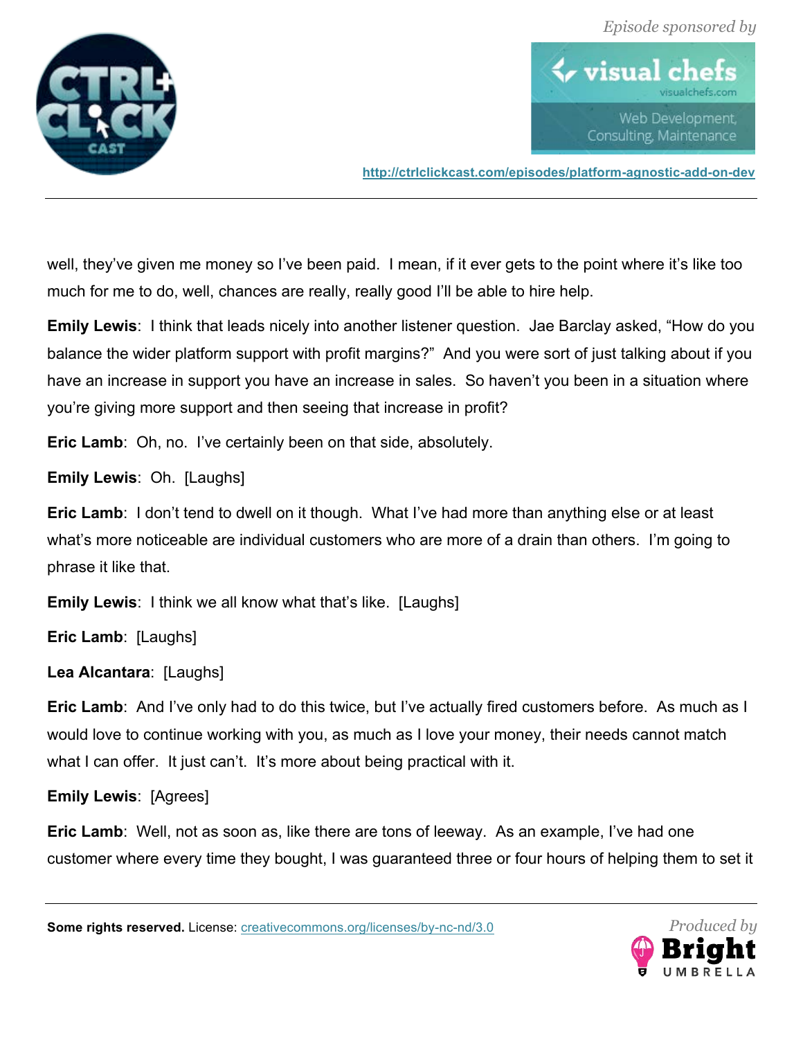well, they've given me money so I've been paid. I mean, if it ever gets to the point where it's like too much for me to do, well, chances are really, really good I'll be able to hire help.

**Emily Lewis**: I think that leads nicely into another listener question. Jae Barclay asked, "How do you balance the wider platform support with profit margins?" And you were sort of just talking about if you have an increase in support you have an increase in sales. So haven't you been in a situation where you're giving more support and then seeing that increase in profit?

**Eric Lamb**: Oh, no. I've certainly been on that side, absolutely.

**Emily Lewis**: Oh. [Laughs]

**Eric Lamb**: I don't tend to dwell on it though. What I've had more than anything else or at least what's more noticeable are individual customers who are more of a drain than others. I'm going to phrase it like that.

**Emily Lewis**: I think we all know what that's like. [Laughs]

**Eric Lamb**: [Laughs]

**Lea Alcantara**: [Laughs]

**Eric Lamb**: And I've only had to do this twice, but I've actually fired customers before. As much as I would love to continue working with you, as much as I love your money, their needs cannot match what I can offer. It just can't. It's more about being practical with it.

**Emily Lewis**: [Agrees]

**Eric Lamb**: Well, not as soon as, like there are tons of leeway. As an example, I've had one customer where every time they bought, I was guaranteed three or four hours of helping them to set it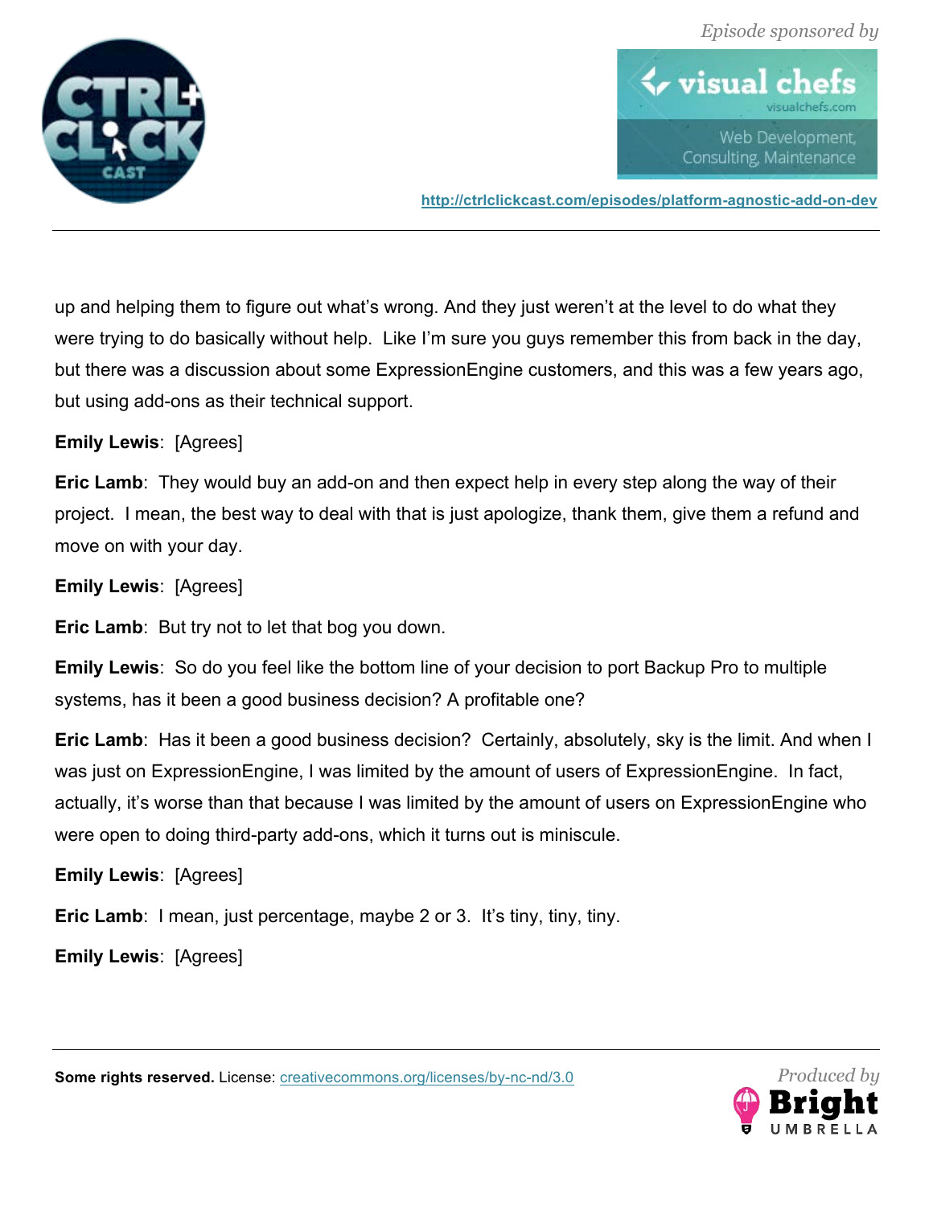up and helping them to figure out what's wrong. And they just weren't at the level to do what they were trying to do basically without help. Like I'm sure you guys remember this from back in the day, but there was a discussion about some ExpressionEngine customers, and this was a few years ago, but using add-ons as their technical support.

**Emily Lewis**: [Agrees]

**Eric Lamb**: They would buy an add-on and then expect help in every step along the way of their project. I mean, the best way to deal with that is just apologize, thank them, give them a refund and move on with your day.

**Emily Lewis**: [Agrees]

**Eric Lamb**: But try not to let that bog you down.

**Emily Lewis**: So do you feel like the bottom line of your decision to port Backup Pro to multiple systems, has it been a good business decision? A profitable one?

**Eric Lamb**: Has it been a good business decision? Certainly, absolutely, sky is the limit. And when I was just on ExpressionEngine, I was limited by the amount of users of ExpressionEngine. In fact, actually, it's worse than that because I was limited by the amount of users on ExpressionEngine who were open to doing third-party add-ons, which it turns out is miniscule.

**Emily Lewis**: [Agrees]

**Eric Lamb**: I mean, just percentage, maybe 2 or 3. It's tiny, tiny, tiny.

**Emily Lewis**: [Agrees]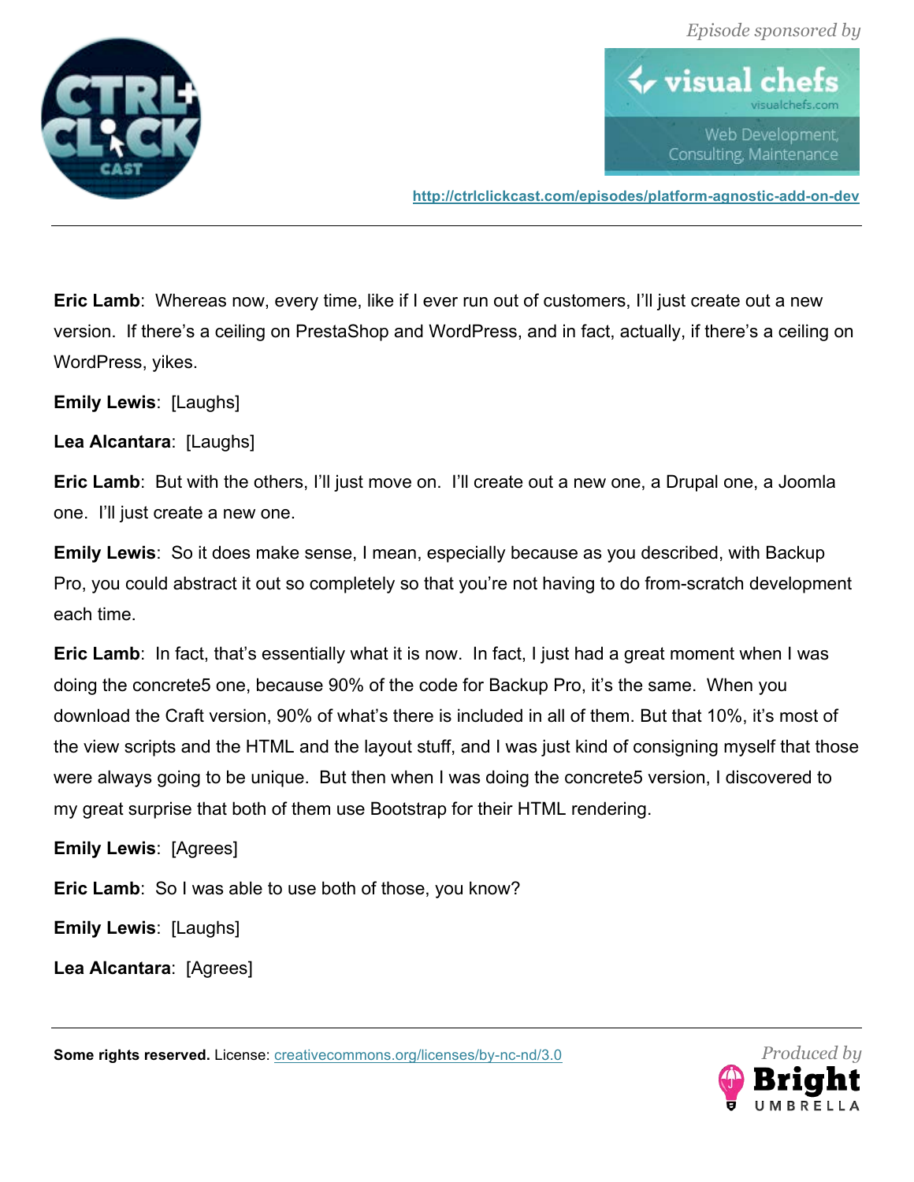**Eric Lamb**: Whereas now, every time, like if I ever run out of customers, I'll just create out a new version. If there's a ceiling on PrestaShop and WordPress, and in fact, actually, if there's a ceiling on WordPress, yikes.

**Emily Lewis**: [Laughs]

**Lea Alcantara**: [Laughs]

**Eric Lamb**: But with the others, I'll just move on. I'll create out a new one, a Drupal one, a Joomla one. I'll just create a new one.

**Emily Lewis**: So it does make sense, I mean, especially because as you described, with Backup Pro, you could abstract it out so completely so that you're not having to do from-scratch development each time.

**Eric Lamb**: In fact, that's essentially what it is now. In fact, I just had a great moment when I was doing the concrete5 one, because 90% of the code for Backup Pro, it's the same. When you download the Craft version, 90% of what's there is included in all of them. But that 10%, it's most of the view scripts and the HTML and the layout stuff, and I was just kind of consigning myself that those were always going to be unique. But then when I was doing the concrete5 version, I discovered to my great surprise that both of them use Bootstrap for their HTML rendering.

**Emily Lewis**: [Agrees]

**Eric Lamb**: So I was able to use both of those, you know?

**Emily Lewis**: [Laughs]

**Lea Alcantara**: [Agrees]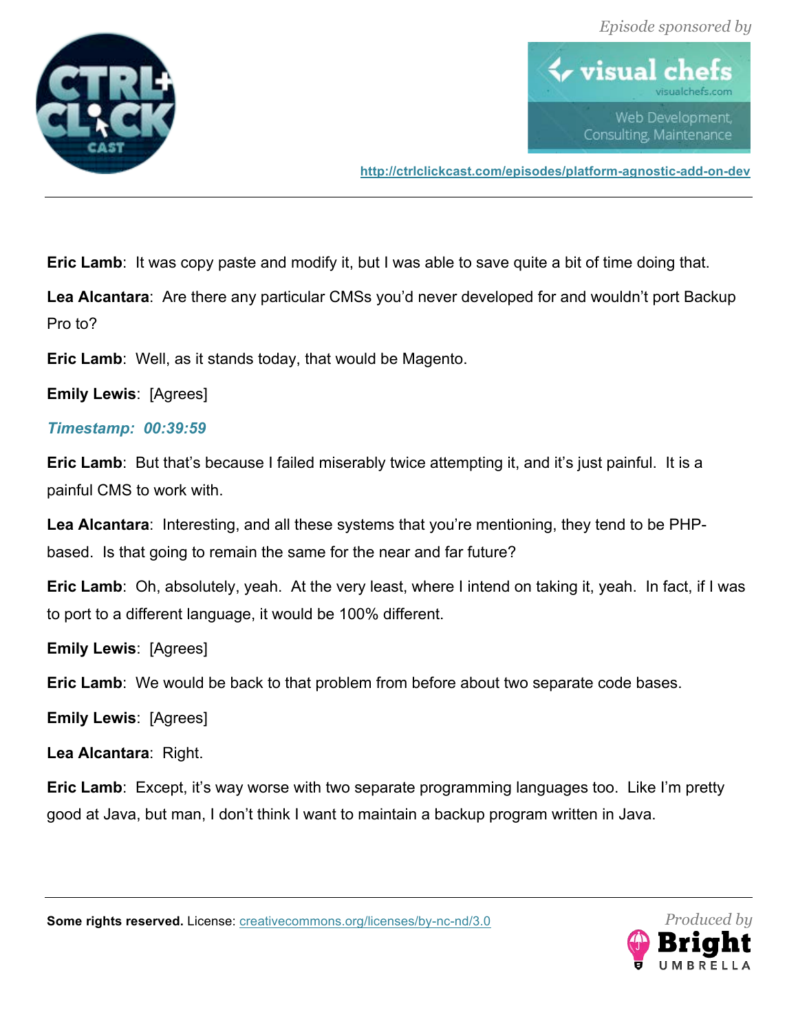**Eric Lamb**: It was copy paste and modify it, but I was able to save quite a bit of time doing that.

**Lea Alcantara**: Are there any particular CMSs you'd never developed for and wouldn't port Backup Pro to?

**Eric Lamb**: Well, as it stands today, that would be Magento.

**Emily Lewis**: [Agrees]

***Timestamp: 00:39:59***

**Eric Lamb**: But that's because I failed miserably twice attempting it, and it's just painful. It is a painful CMS to work with.

**Lea Alcantara**: Interesting, and all these systems that you're mentioning, they tend to be PHP-based. Is that going to remain the same for the near and far future?

**Eric Lamb**: Oh, absolutely, yeah. At the very least, where I intend on taking it, yeah. In fact, if I was to port to a different language, it would be 100% different.

**Emily Lewis**: [Agrees]

**Eric Lamb**: We would be back to that problem from before about two separate code bases.

**Emily Lewis**: [Agrees]

**Lea Alcantara**: Right.

**Eric Lamb**: Except, it's way worse with two separate programming languages too. Like I'm pretty good at Java, but man, I don't think I want to maintain a backup program written in Java.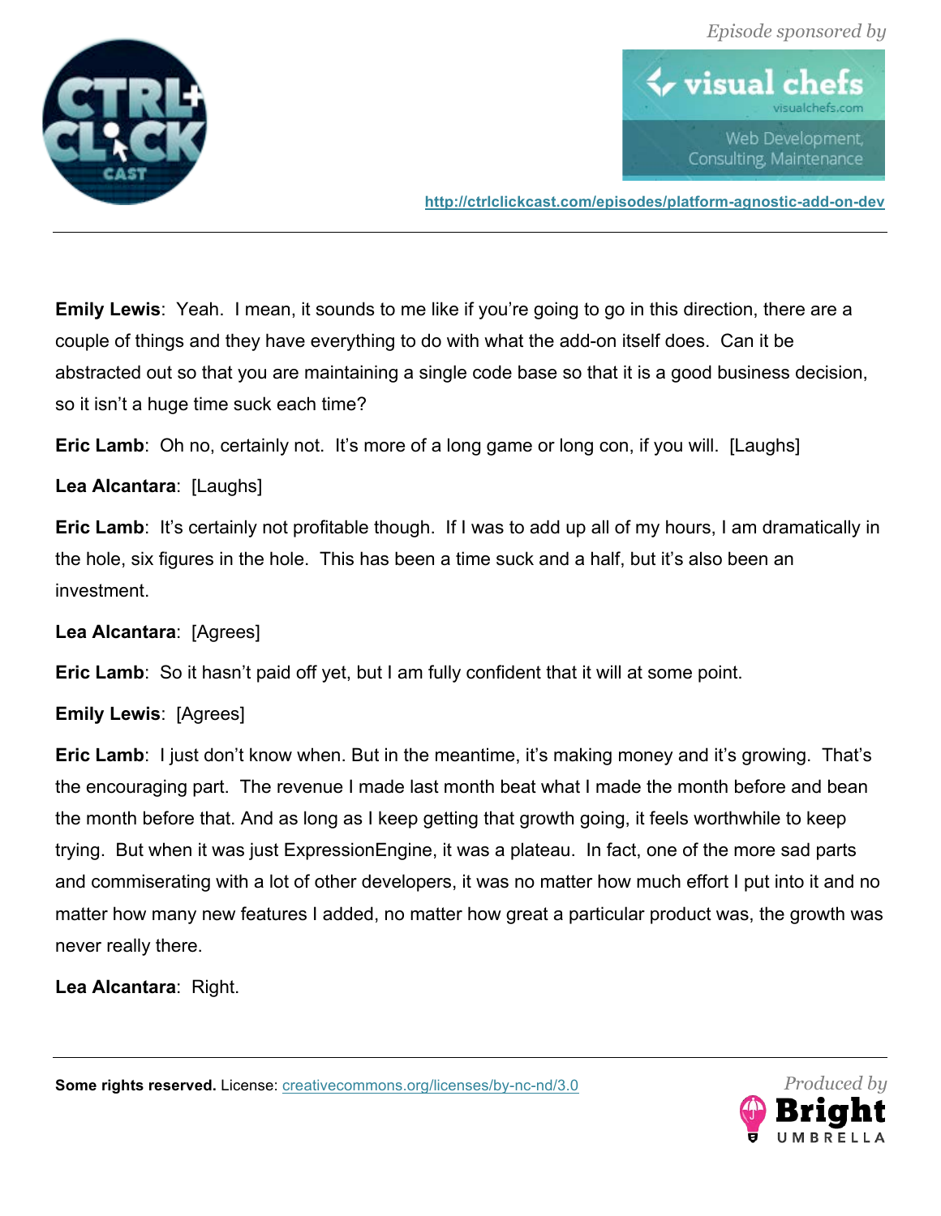**Emily Lewis**: Yeah. I mean, it sounds to me like if you're going to go in this direction, there are a couple of things and they have everything to do with what the add-on itself does. Can it be abstracted out so that you are maintaining a single code base so that it is a good business decision, so it isn't a huge time suck each time?

**Eric Lamb**: Oh no, certainly not. It's more of a long game or long con, if you will. [Laughs]

**Lea Alcantara**: [Laughs]

**Eric Lamb**: It's certainly not profitable though. If I was to add up all of my hours, I am dramatically in the hole, six figures in the hole. This has been a time suck and a half, but it's also been an investment.

**Lea Alcantara**: [Agrees]

**Eric Lamb**: So it hasn't paid off yet, but I am fully confident that it will at some point.

**Emily Lewis**: [Agrees]

**Eric Lamb**: I just don't know when. But in the meantime, it's making money and it's growing. That's the encouraging part. The revenue I made last month beat what I made the month before and bean the month before that. And as long as I keep getting that growth going, it feels worthwhile to keep trying. But when it was just ExpressionEngine, it was a plateau. In fact, one of the more sad parts and commiserating with a lot of other developers, it was no matter how much effort I put into it and no matter how many new features I added, no matter how great a particular product was, the growth was never really there.

**Lea Alcantara**: Right.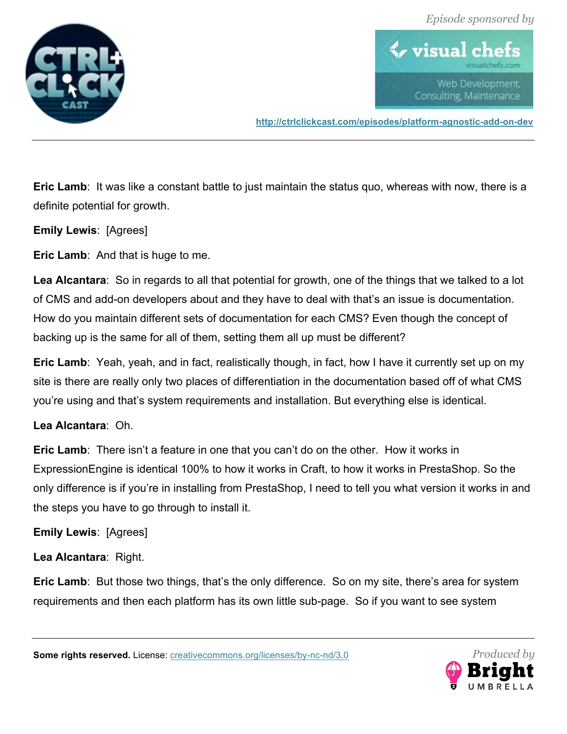**Eric Lamb**: It was like a constant battle to just maintain the status quo, whereas with now, there is a definite potential for growth.

**Emily Lewis**: [Agrees]

**Eric Lamb**: And that is huge to me.

**Lea Alcantara**: So in regards to all that potential for growth, one of the things that we talked to a lot of CMS and add-on developers about and they have to deal with that's an issue is documentation. How do you maintain different sets of documentation for each CMS? Even though the concept of backing up is the same for all of them, setting them all up must be different?

**Eric Lamb**: Yeah, yeah, and in fact, realistically though, in fact, how I have it currently set up on my site is there are really only two places of differentiation in the documentation based off of what CMS you're using and that's system requirements and installation. But everything else is identical.

**Lea Alcantara**: Oh.

**Eric Lamb**: There isn't a feature in one that you can't do on the other. How it works in ExpressionEngine is identical 100% to how it works in Craft, to how it works in PrestaShop. So the only difference is if you're in installing from PrestaShop, I need to tell you what version it works in and the steps you have to go through to install it.

**Emily Lewis**: [Agrees]

**Lea Alcantara**: Right.

**Eric Lamb**: But those two things, that's the only difference. So on my site, there's area for system requirements and then each platform has its own little sub-page. So if you want to see system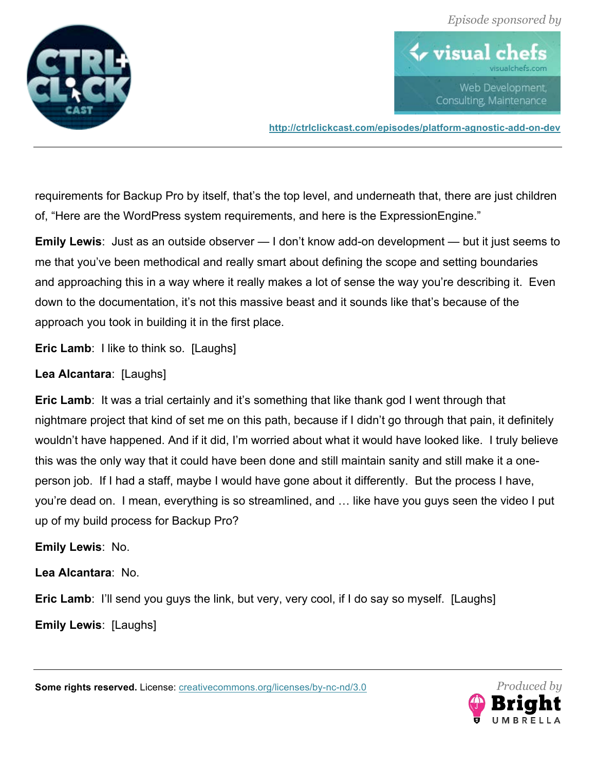requirements for Backup Pro by itself, that's the top level, and underneath that, there are just children of, "Here are the WordPress system requirements, and here is the ExpressionEngine."

**Emily Lewis**: Just as an outside observer — I don't know add-on development — but it just seems to me that you've been methodical and really smart about defining the scope and setting boundaries and approaching this in a way where it really makes a lot of sense the way you're describing it. Even down to the documentation, it's not this massive beast and it sounds like that's because of the approach you took in building it in the first place.

**Eric Lamb**: I like to think so. [Laughs]

**Lea Alcantara**: [Laughs]

**Eric Lamb**: It was a trial certainly and it's something that like thank god I went through that nightmare project that kind of set me on this path, because if I didn't go through that pain, it definitely wouldn't have happened. And if it did, I'm worried about what it would have looked like. I truly believe this was the only way that it could have been done and still maintain sanity and still make it a one-person job. If I had a staff, maybe I would have gone about it differently. But the process I have, you're dead on. I mean, everything is so streamlined, and … like have you guys seen the video I put up of my build process for Backup Pro?

**Emily Lewis**: No.

**Lea Alcantara**: No.

**Eric Lamb**: I'll send you guys the link, but very, very cool, if I do say so myself. [Laughs]

**Emily Lewis**: [Laughs]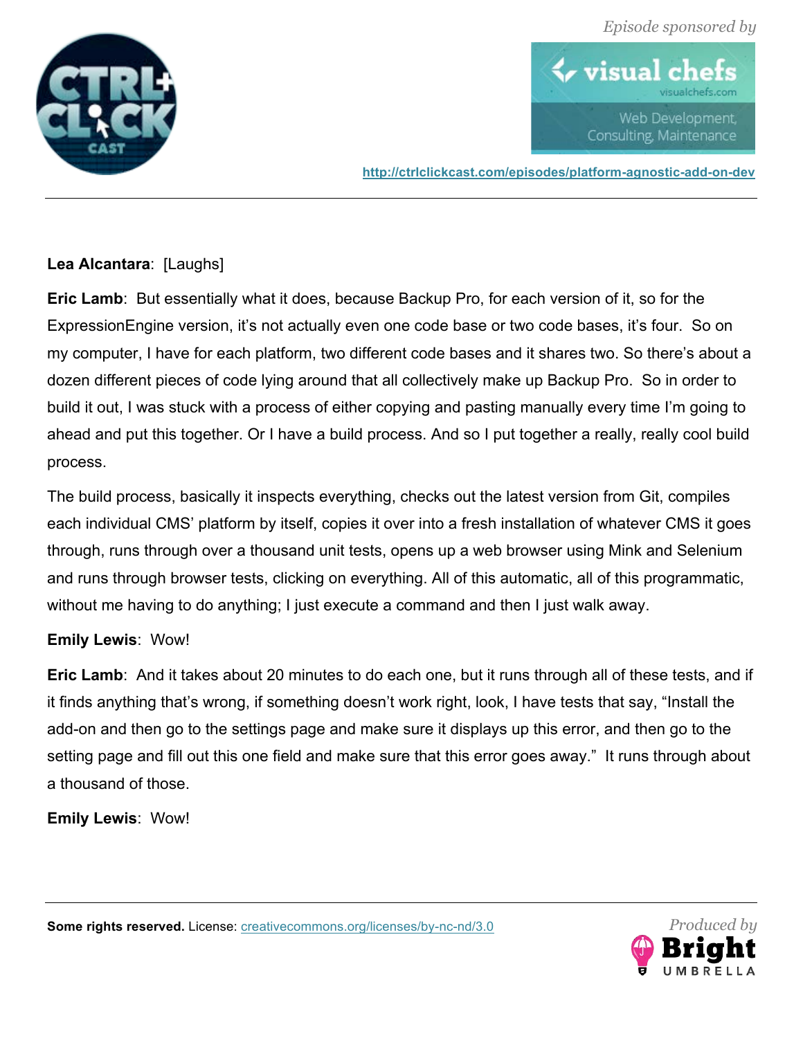**Lea Alcantara**: [Laughs]

**Eric Lamb**: But essentially what it does, because Backup Pro, for each version of it, so for the ExpressionEngine version, it's not actually even one code base or two code bases, it's four. So on my computer, I have for each platform, two different code bases and it shares two. So there's about a dozen different pieces of code lying around that all collectively make up Backup Pro. So in order to build it out, I was stuck with a process of either copying and pasting manually every time I'm going to ahead and put this together. Or I have a build process. And so I put together a really, really cool build process.

The build process, basically it inspects everything, checks out the latest version from Git, compiles each individual CMS' platform by itself, copies it over into a fresh installation of whatever CMS it goes through, runs through over a thousand unit tests, opens up a web browser using Mink and Selenium and runs through browser tests, clicking on everything. All of this automatic, all of this programmatic, without me having to do anything; I just execute a command and then I just walk away.

**Emily Lewis**: Wow!

**Eric Lamb**: And it takes about 20 minutes to do each one, but it runs through all of these tests, and if it finds anything that's wrong, if something doesn't work right, look, I have tests that say, "Install the add-on and then go to the settings page and make sure it displays up this error, and then go to the setting page and fill out this one field and make sure that this error goes away." It runs through about a thousand of those.

**Emily Lewis**: Wow!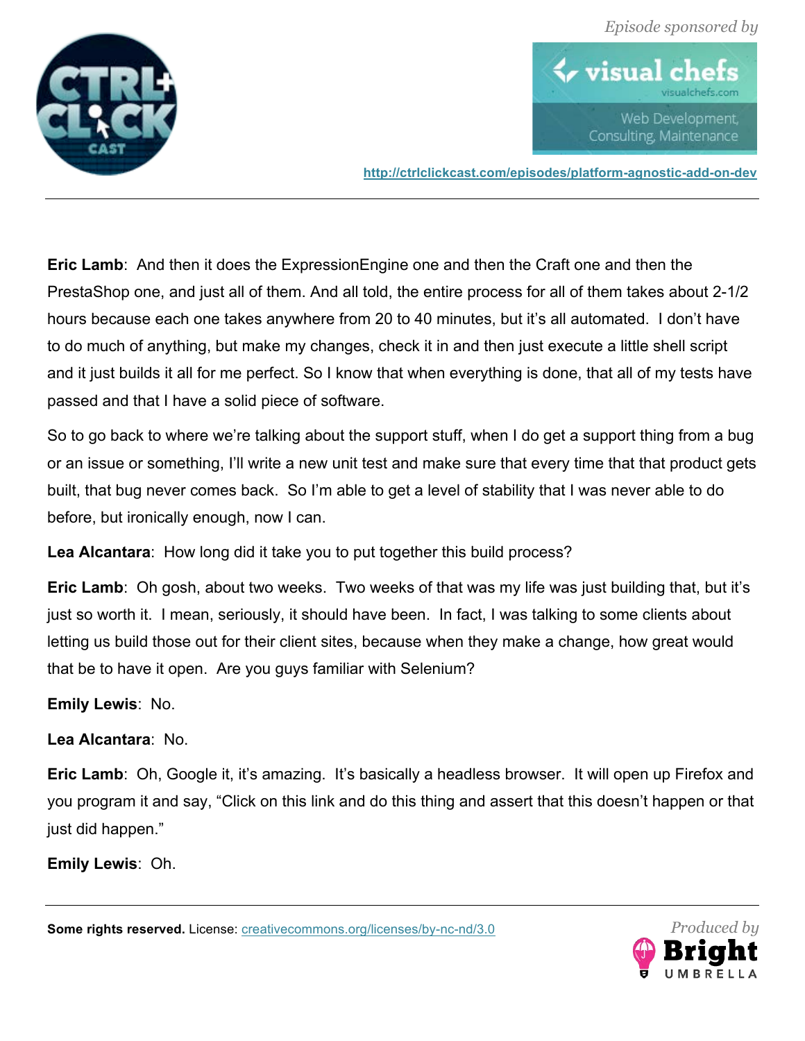**Eric Lamb**: And then it does the ExpressionEngine one and then the Craft one and then the PrestaShop one, and just all of them. And all told, the entire process for all of them takes about 2-1/2 hours because each one takes anywhere from 20 to 40 minutes, but it's all automated. I don't have to do much of anything, but make my changes, check it in and then just execute a little shell script and it just builds it all for me perfect. So I know that when everything is done, that all of my tests have passed and that I have a solid piece of software.

So to go back to where we're talking about the support stuff, when I do get a support thing from a bug or an issue or something, I'll write a new unit test and make sure that every time that that product gets built, that bug never comes back. So I'm able to get a level of stability that I was never able to do before, but ironically enough, now I can.

**Lea Alcantara**: How long did it take you to put together this build process?

**Eric Lamb**: Oh gosh, about two weeks. Two weeks of that was my life was just building that, but it's just so worth it. I mean, seriously, it should have been. In fact, I was talking to some clients about letting us build those out for their client sites, because when they make a change, how great would that be to have it open. Are you guys familiar with Selenium?

**Emily Lewis**: No.

**Lea Alcantara**: No.

**Eric Lamb**: Oh, Google it, it's amazing. It's basically a headless browser. It will open up Firefox and you program it and say, "Click on this link and do this thing and assert that this doesn't happen or that just did happen."

**Emily Lewis**: Oh.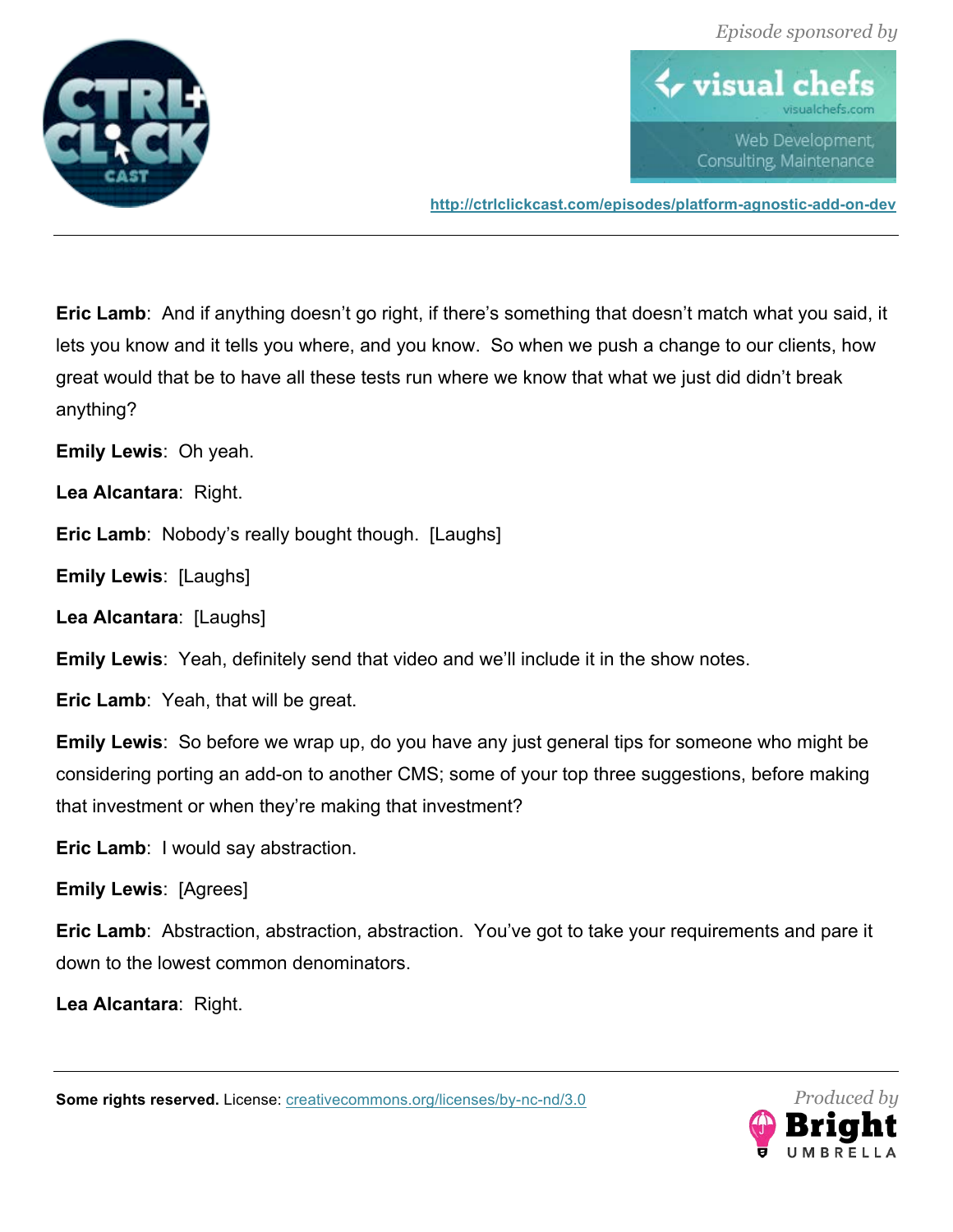**Eric Lamb**: And if anything doesn't go right, if there's something that doesn't match what you said, it lets you know and it tells you where, and you know. So when we push a change to our clients, how great would that be to have all these tests run where we know that what we just did didn't break anything?

**Emily Lewis**: Oh yeah.

**Lea Alcantara**: Right.

**Eric Lamb**: Nobody's really bought though. [Laughs]

**Emily Lewis**: [Laughs]

**Lea Alcantara**: [Laughs]

**Emily Lewis**: Yeah, definitely send that video and we'll include it in the show notes.

**Eric Lamb**: Yeah, that will be great.

**Emily Lewis**: So before we wrap up, do you have any just general tips for someone who might be considering porting an add-on to another CMS; some of your top three suggestions, before making that investment or when they're making that investment?

**Eric Lamb**: I would say abstraction.

**Emily Lewis**: [Agrees]

**Eric Lamb**: Abstraction, abstraction, abstraction. You've got to take your requirements and pare it down to the lowest common denominators.

**Lea Alcantara**: Right.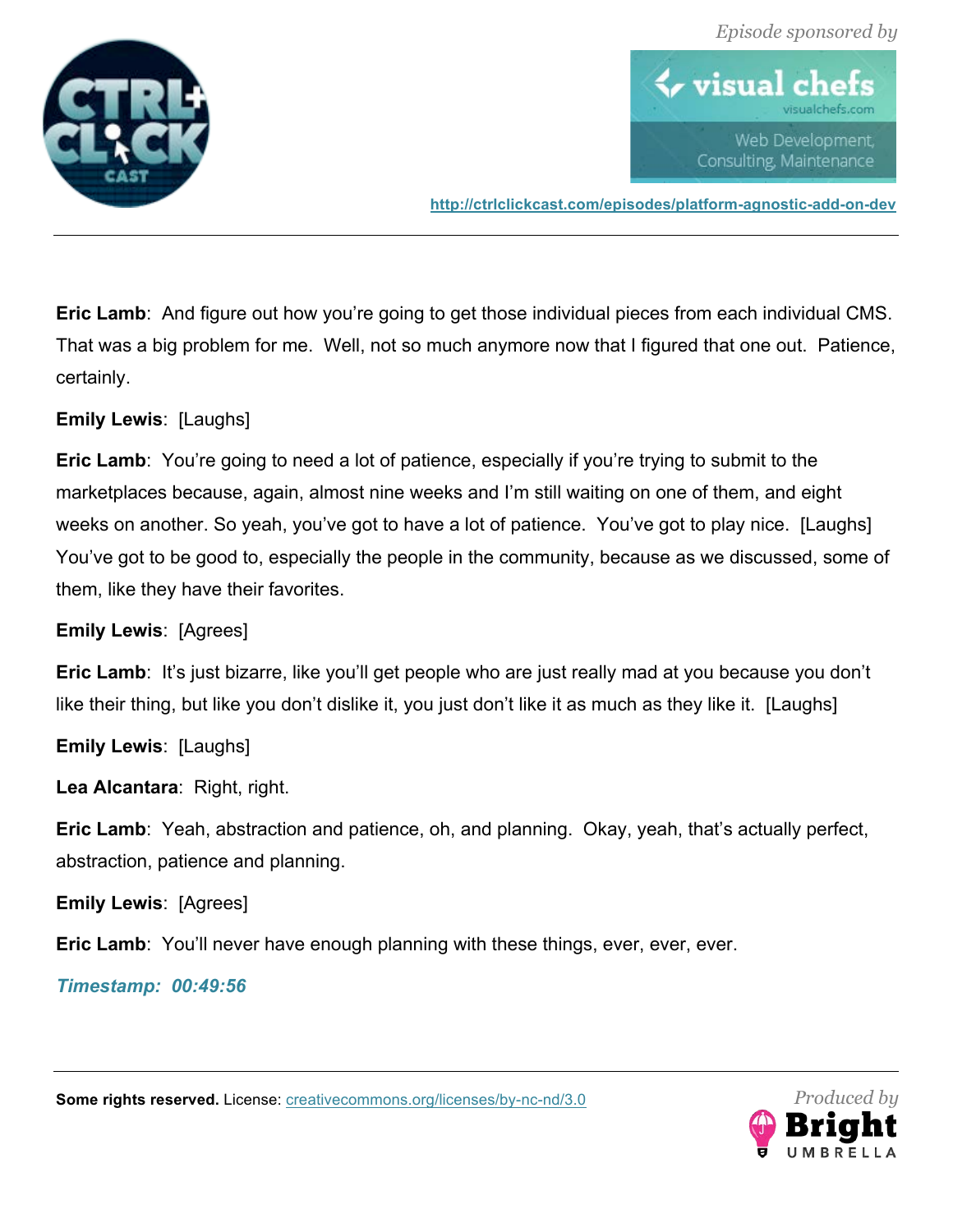**Eric Lamb**: And figure out how you're going to get those individual pieces from each individual CMS. That was a big problem for me. Well, not so much anymore now that I figured that one out. Patience, certainly.

**Emily Lewis**: [Laughs]

**Eric Lamb**: You're going to need a lot of patience, especially if you're trying to submit to the marketplaces because, again, almost nine weeks and I'm still waiting on one of them, and eight weeks on another. So yeah, you've got to have a lot of patience. You've got to play nice. [Laughs] You've got to be good to, especially the people in the community, because as we discussed, some of them, like they have their favorites.

**Emily Lewis**: [Agrees]

**Eric Lamb**: It's just bizarre, like you'll get people who are just really mad at you because you don't like their thing, but like you don't dislike it, you just don't like it as much as they like it. [Laughs]

**Emily Lewis**: [Laughs]

**Lea Alcantara**: Right, right.

**Eric Lamb**: Yeah, abstraction and patience, oh, and planning. Okay, yeah, that's actually perfect, abstraction, patience and planning.

**Emily Lewis**: [Agrees]

**Eric Lamb**: You'll never have enough planning with these things, ever, ever, ever.

***Timestamp: 00:49:56***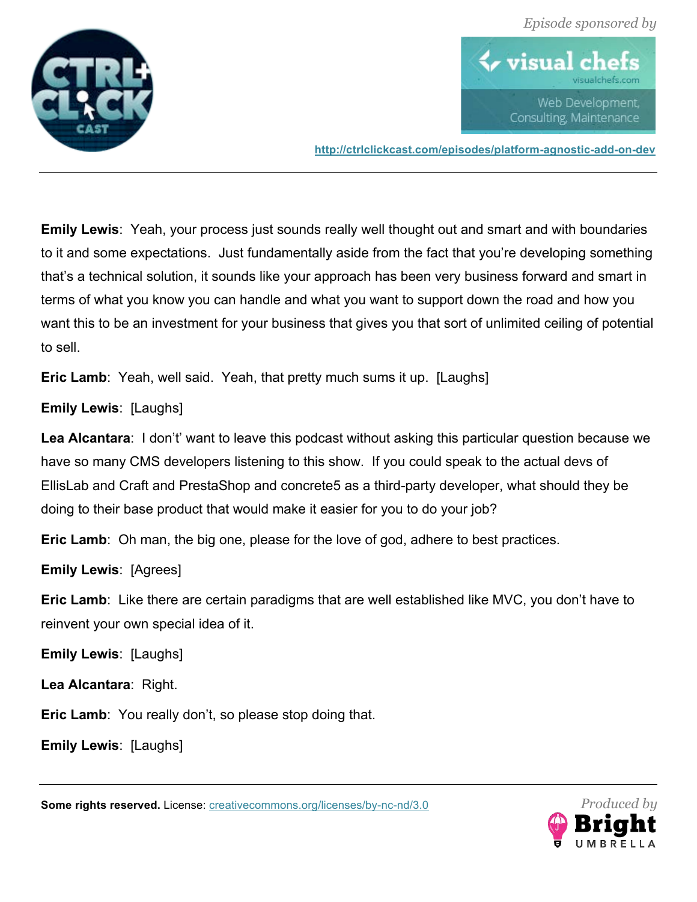**Emily Lewis**: Yeah, your process just sounds really well thought out and smart and with boundaries to it and some expectations. Just fundamentally aside from the fact that you're developing something that's a technical solution, it sounds like your approach has been very business forward and smart in terms of what you know you can handle and what you want to support down the road and how you want this to be an investment for your business that gives you that sort of unlimited ceiling of potential to sell.

**Eric Lamb**: Yeah, well said. Yeah, that pretty much sums it up. [Laughs]

**Emily Lewis**: [Laughs]

**Lea Alcantara**: I don't' want to leave this podcast without asking this particular question because we have so many CMS developers listening to this show. If you could speak to the actual devs of EllisLab and Craft and PrestaShop and concrete5 as a third-party developer, what should they be doing to their base product that would make it easier for you to do your job?

**Eric Lamb**: Oh man, the big one, please for the love of god, adhere to best practices.

**Emily Lewis**: [Agrees]

**Eric Lamb**: Like there are certain paradigms that are well established like MVC, you don't have to reinvent your own special idea of it.

**Emily Lewis**: [Laughs]

**Lea Alcantara**: Right.

**Eric Lamb**: You really don't, so please stop doing that.

**Emily Lewis**: [Laughs]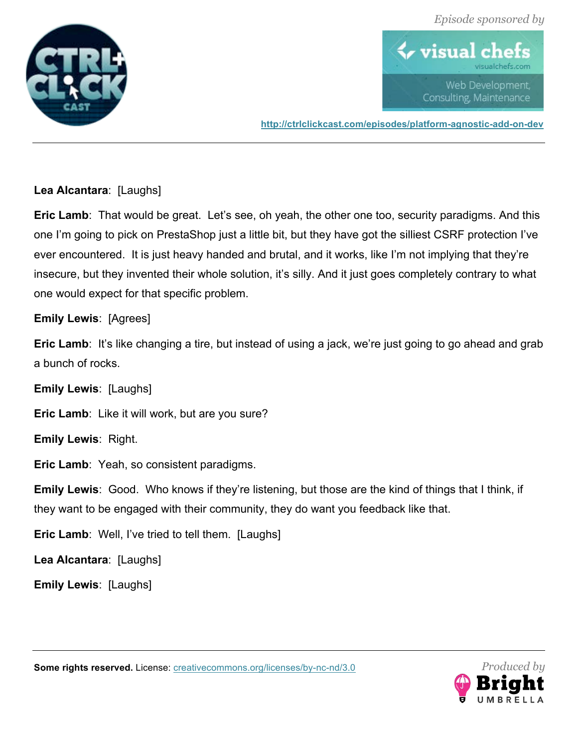**Lea Alcantara**: [Laughs]

**Eric Lamb**: That would be great. Let's see, oh yeah, the other one too, security paradigms. And this one I'm going to pick on PrestaShop just a little bit, but they have got the silliest CSRF protection I've ever encountered. It is just heavy handed and brutal, and it works, like I'm not implying that they're insecure, but they invented their whole solution, it's silly. And it just goes completely contrary to what one would expect for that specific problem.

**Emily Lewis**: [Agrees]

**Eric Lamb**: It's like changing a tire, but instead of using a jack, we're just going to go ahead and grab a bunch of rocks.

**Emily Lewis**: [Laughs]

**Eric Lamb**: Like it will work, but are you sure?

**Emily Lewis**: Right.

**Eric Lamb**: Yeah, so consistent paradigms.

**Emily Lewis**: Good. Who knows if they're listening, but those are the kind of things that I think, if they want to be engaged with their community, they do want you feedback like that.

**Eric Lamb**: Well, I've tried to tell them. [Laughs]

**Lea Alcantara**: [Laughs]

**Emily Lewis**: [Laughs]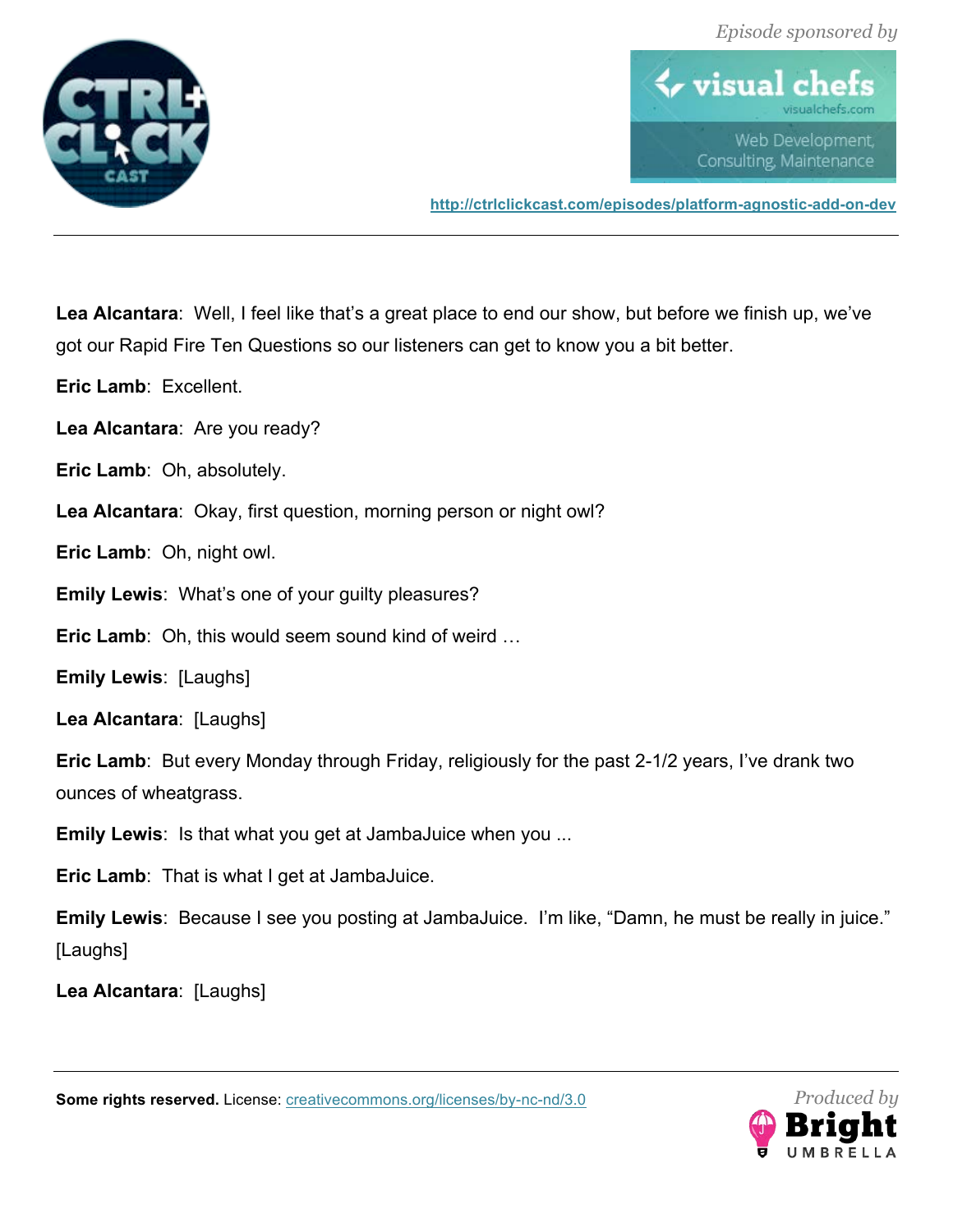**Lea Alcantara**: Well, I feel like that's a great place to end our show, but before we finish up, we've got our Rapid Fire Ten Questions so our listeners can get to know you a bit better.

**Eric Lamb**: Excellent.

**Lea Alcantara**: Are you ready?

**Eric Lamb**: Oh, absolutely.

**Lea Alcantara**: Okay, first question, morning person or night owl?

**Eric Lamb**: Oh, night owl.

**Emily Lewis**: What's one of your guilty pleasures?

**Eric Lamb**: Oh, this would seem sound kind of weird …

**Emily Lewis**: [Laughs]

**Lea Alcantara**: [Laughs]

**Eric Lamb**: But every Monday through Friday, religiously for the past 2-1/2 years, I've drank two ounces of wheatgrass.

**Emily Lewis**: Is that what you get at JambaJuice when you ...

**Eric Lamb**: That is what I get at JambaJuice.

**Emily Lewis**: Because I see you posting at JambaJuice. I'm like, "Damn, he must be really in juice." [Laughs]

**Lea Alcantara**: [Laughs]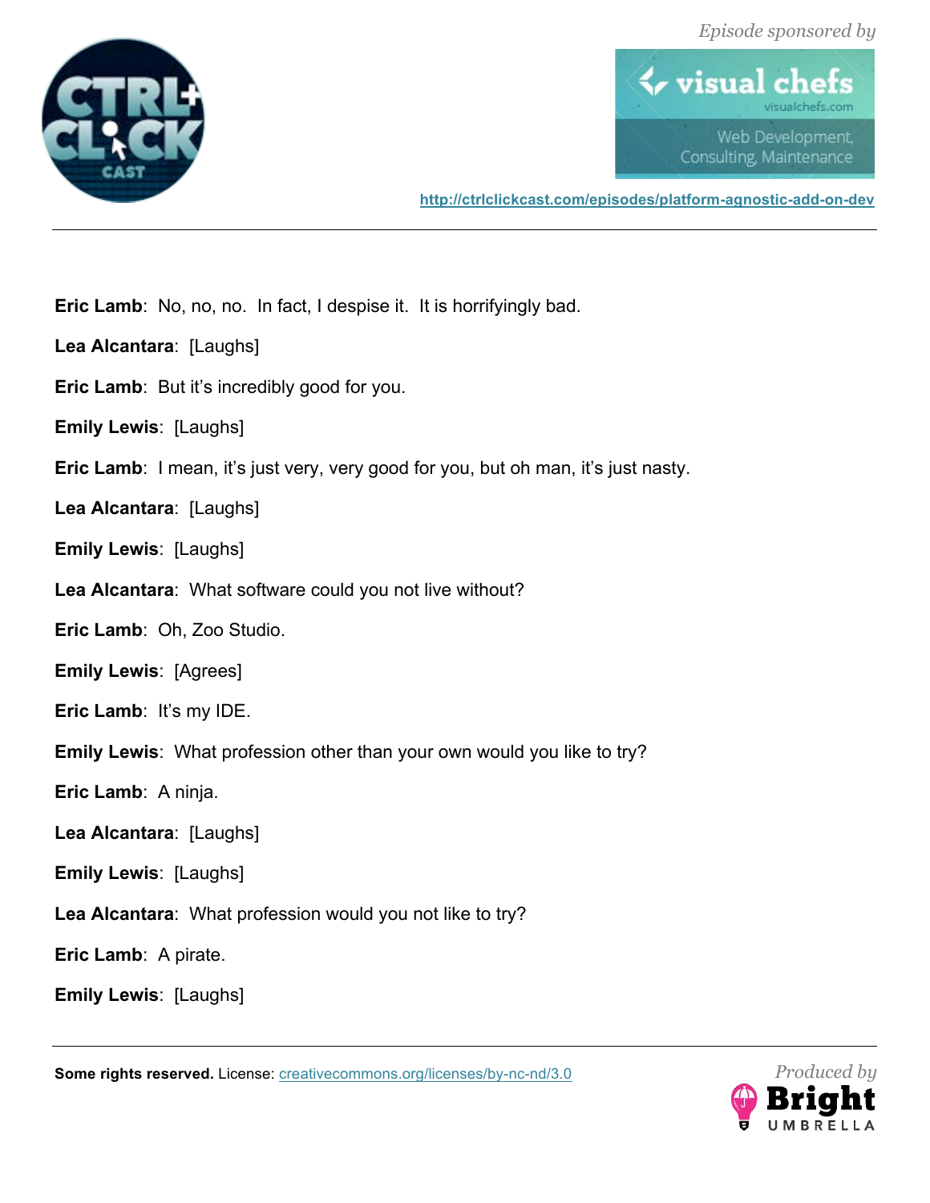**Eric Lamb**: No, no, no. In fact, I despise it. It is horrifyingly bad.

**Lea Alcantara**: [Laughs]

**Eric Lamb**: But it's incredibly good for you.

**Emily Lewis**: [Laughs]

**Eric Lamb**: I mean, it's just very, very good for you, but oh man, it's just nasty.

**Lea Alcantara**: [Laughs]

**Emily Lewis**: [Laughs]

**Lea Alcantara**: What software could you not live without?

**Eric Lamb**: Oh, Zoo Studio.

**Emily Lewis**: [Agrees]

**Eric Lamb**: It's my IDE.

**Emily Lewis**: What profession other than your own would you like to try?

**Eric Lamb**: A ninja.

**Lea Alcantara**: [Laughs]

**Emily Lewis**: [Laughs]

**Lea Alcantara**: What profession would you not like to try?

**Eric Lamb**: A pirate.

**Emily Lewis**: [Laughs]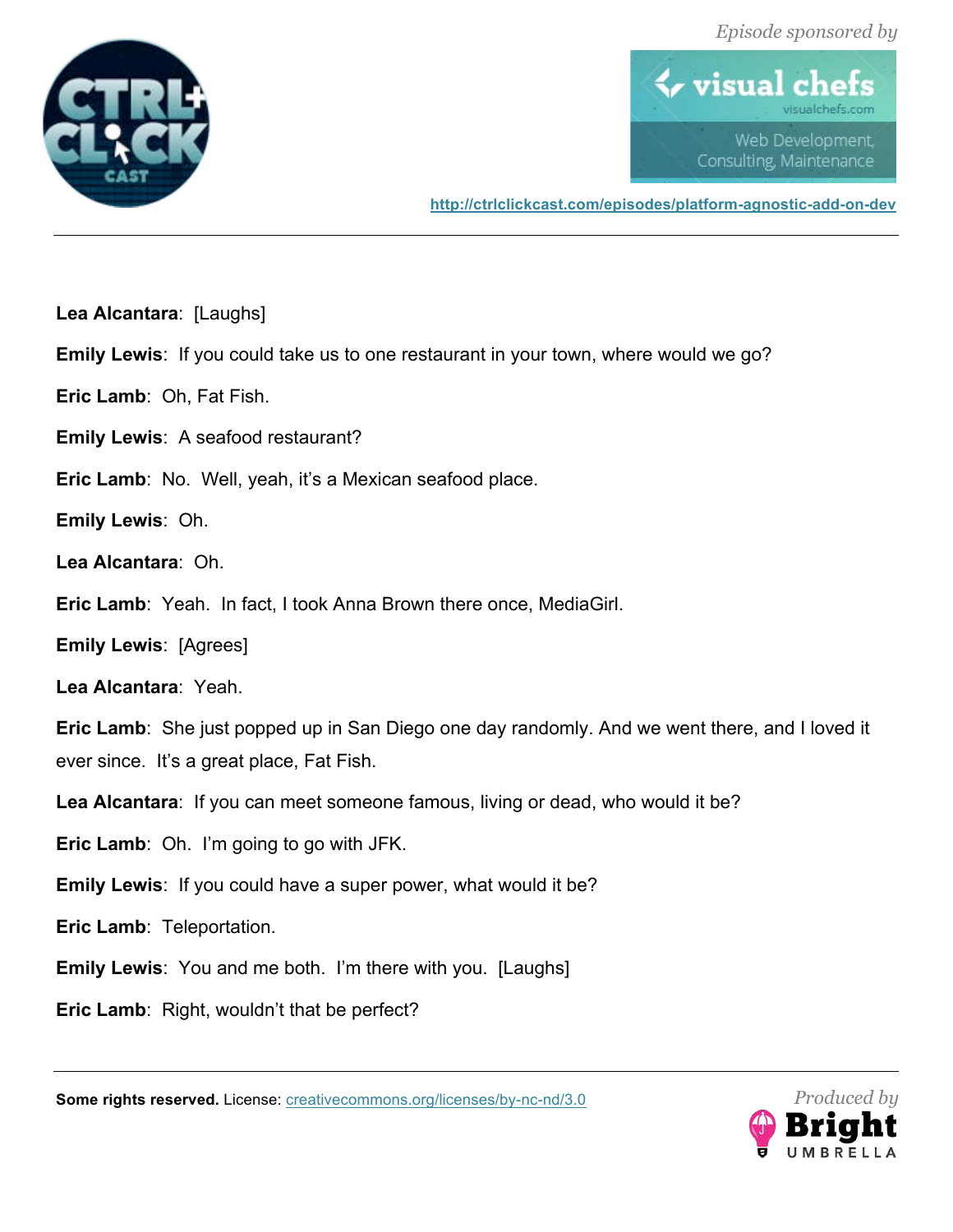**Lea Alcantara**: [Laughs]

**Emily Lewis**: If you could take us to one restaurant in your town, where would we go?

**Eric Lamb**: Oh, Fat Fish.

**Emily Lewis**: A seafood restaurant?

**Eric Lamb**: No. Well, yeah, it's a Mexican seafood place.

**Emily Lewis**: Oh.

**Lea Alcantara**: Oh.

**Eric Lamb**: Yeah. In fact, I took Anna Brown there once, MediaGirl.

**Emily Lewis**: [Agrees]

**Lea Alcantara**: Yeah.

**Eric Lamb**: She just popped up in San Diego one day randomly. And we went there, and I loved it ever since. It's a great place, Fat Fish.

**Lea Alcantara**: If you can meet someone famous, living or dead, who would it be?

**Eric Lamb**: Oh. I'm going to go with JFK.

**Emily Lewis**: If you could have a super power, what would it be?

**Eric Lamb**: Teleportation.

**Emily Lewis**: You and me both. I'm there with you. [Laughs]

**Eric Lamb**: Right, wouldn't that be perfect?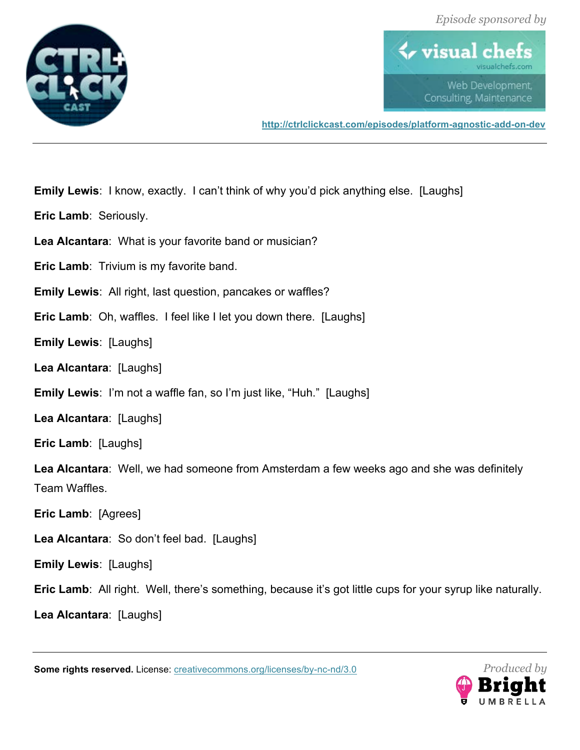**Emily Lewis**: I know, exactly. I can't think of why you'd pick anything else. [Laughs]

**Eric Lamb**: Seriously.

**Lea Alcantara**: What is your favorite band or musician?

**Eric Lamb**: Trivium is my favorite band.

**Emily Lewis**: All right, last question, pancakes or waffles?

**Eric Lamb**: Oh, waffles. I feel like I let you down there. [Laughs]

**Emily Lewis**: [Laughs]

**Lea Alcantara**: [Laughs]

**Emily Lewis**: I'm not a waffle fan, so I'm just like, "Huh." [Laughs]

**Lea Alcantara**: [Laughs]

**Eric Lamb**: [Laughs]

**Lea Alcantara**: Well, we had someone from Amsterdam a few weeks ago and she was definitely Team Waffles.

**Eric Lamb**: [Agrees]

**Lea Alcantara**: So don't feel bad. [Laughs]

**Emily Lewis**: [Laughs]

**Eric Lamb**: All right. Well, there's something, because it's got little cups for your syrup like naturally.

**Lea Alcantara**: [Laughs]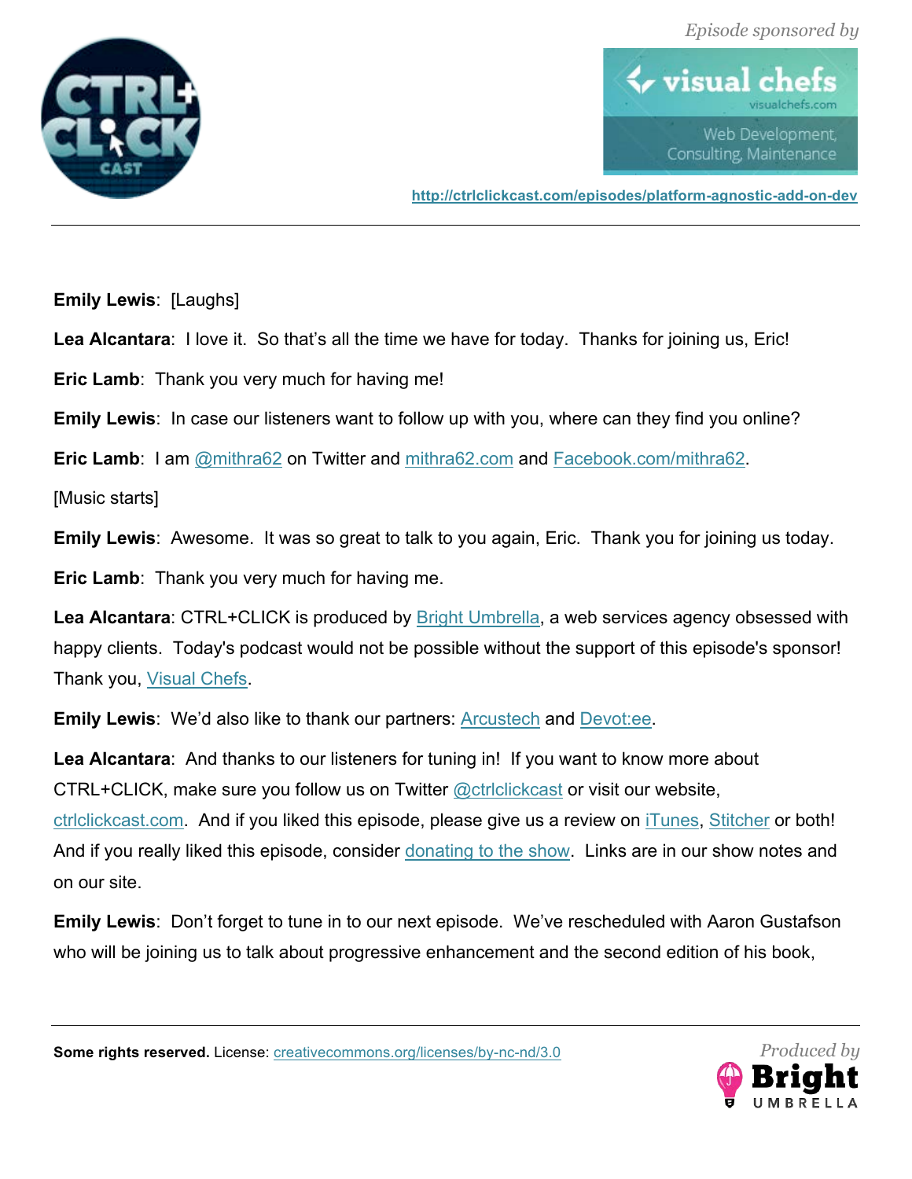**Emily Lewis**:  [Laughs]

**Lea Alcantara**:  I love it.  So that's all the time we have for today.  Thanks for joining us, Eric!

**Eric Lamb**:  Thank you very much for having me!

**Emily Lewis**:  In case our listeners want to follow up with you, where can they find you online?

**Eric Lamb**:  I am @mithra62 on Twitter and mithra62.com and Facebook.com/mithra62.

[Music starts]

**Emily Lewis**:  Awesome.  It was so great to talk to you again, Eric.  Thank you for joining us today.

**Eric Lamb**:  Thank you very much for having me.

**Lea Alcantara**: CTRL+CLICK is produced by Bright Umbrella, a web services agency obsessed with happy clients.  Today's podcast would not be possible without the support of this episode's sponsor!  Thank you, Visual Chefs.

**Emily Lewis**:  We'd also like to thank our partners: Arcustech and Devot:ee.

**Lea Alcantara**:  And thanks to our listeners for tuning in!  If you want to know more about CTRL+CLICK, make sure you follow us on Twitter @ctrlclickcast or visit our website, ctrlclickcast.com.  And if you liked this episode, please give us a review on iTunes, Stitcher or both!  And if you really liked this episode, consider donating to the show.  Links are in our show notes and on our site.

**Emily Lewis**:  Don't forget to tune in to our next episode.  We've rescheduled with Aaron Gustafson who will be joining us to talk about progressive enhancement and the second edition of his book,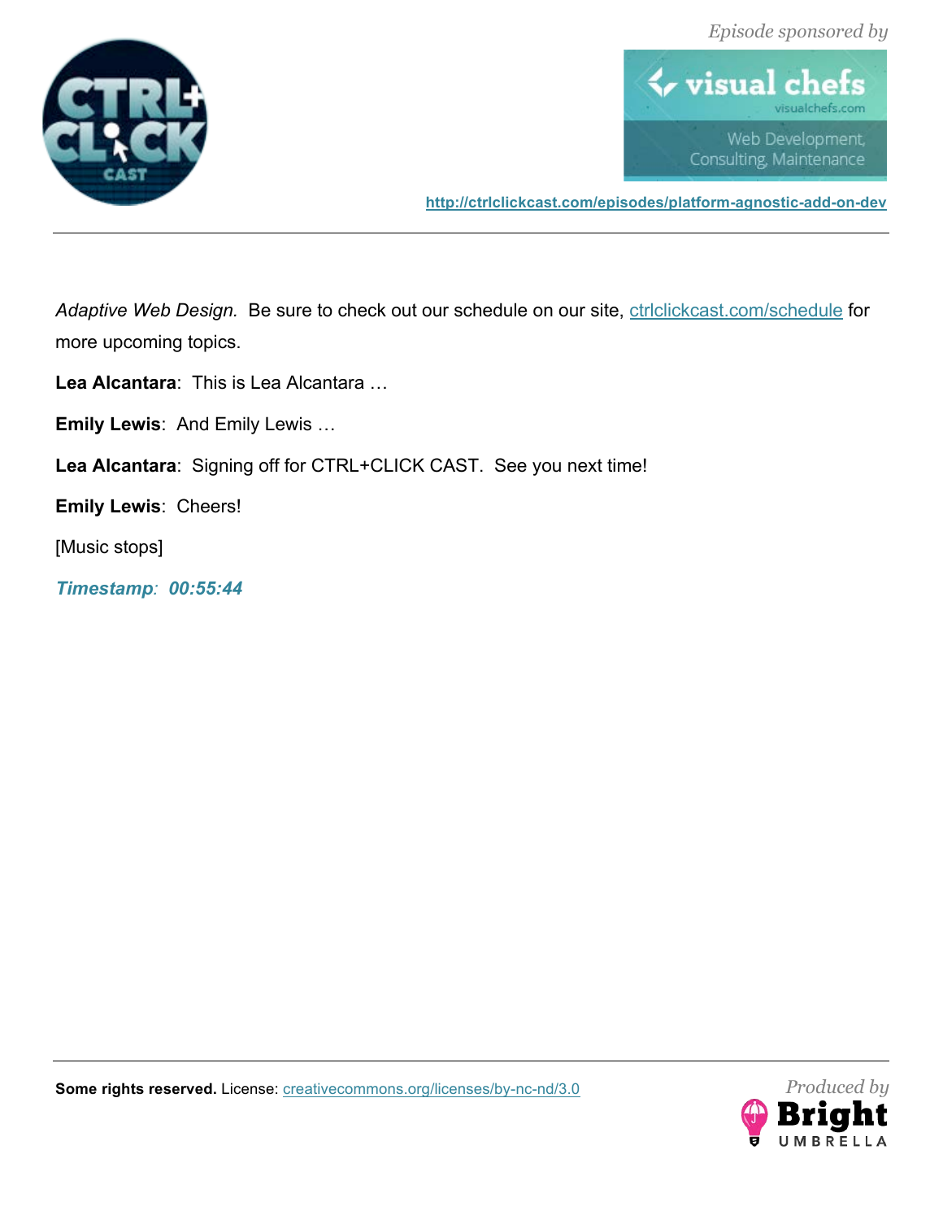*Adaptive Web Design.* Be sure to check out our schedule on our site, ctrlclickcast.com/schedule for more upcoming topics.

**Lea Alcantara**: This is Lea Alcantara …

**Emily Lewis**: And Emily Lewis …

**Lea Alcantara**: Signing off for CTRL+CLICK CAST. See you next time!

**Emily Lewis**: Cheers!

[Music stops]

***Timestamp**: 00:55:44*